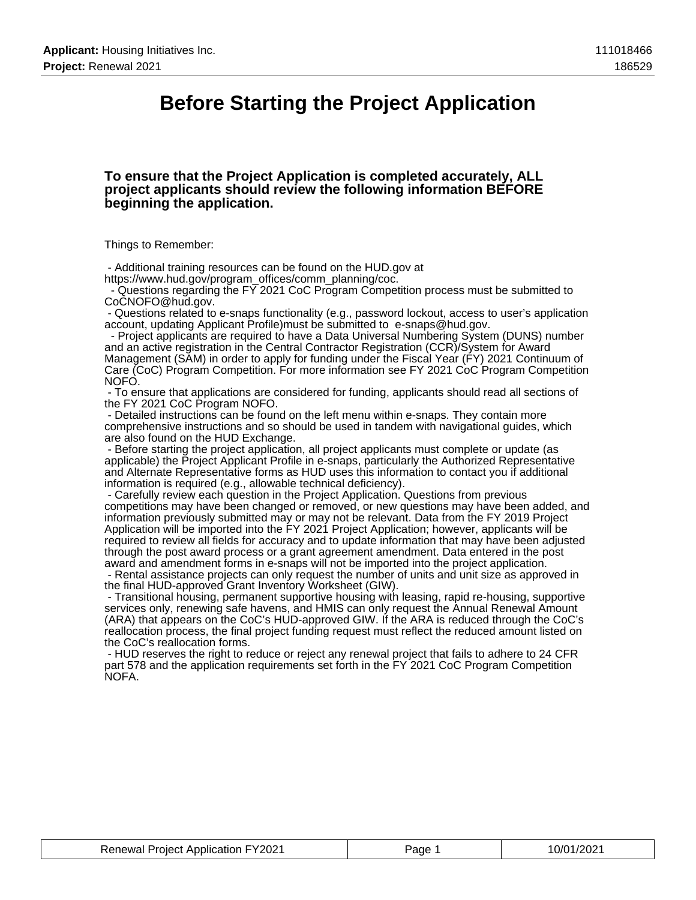# Before Starting the Project Application

**To ensure that the Project Application is completed accurately, ALL project applicants should review the following information BEFORE beginning the application.**

Things to Remember:

- Additional training resources can be found on the HUD.gov at https://www.hud.gov/program_offices/comm_planning/coc.
- Questions regarding the FY 2021 CoC Program Competition process must be submitted to CoCNOFO@hud.gov.
- Questions related to e-snaps functionality (e.g., password lockout, access to user's application account, updating Applicant Profile)must be submitted to e-snaps@hud.gov.
- Project applicants are required to have a Data Universal Numbering System (DUNS) number and an active registration in the Central Contractor Registration (CCR)/System for Award Management (SAM) in order to apply for funding under the Fiscal Year (FY) 2021 Continuum of Care (CoC) Program Competition. For more information see FY 2021 CoC Program Competition NOFO.
- To ensure that applications are considered for funding, applicants should read all sections of the FY 2021 CoC Program NOFO.
- Detailed instructions can be found on the left menu within e-snaps. They contain more comprehensive instructions and so should be used in tandem with navigational guides, which are also found on the HUD Exchange.
- Before starting the project application, all project applicants must complete or update (as applicable) the Project Applicant Profile in e-snaps, particularly the Authorized Representative and Alternate Representative forms as HUD uses this information to contact you if additional information is required (e.g., allowable technical deficiency).
- Carefully review each question in the Project Application. Questions from previous competitions may have been changed or removed, or new questions may have been added, and information previously submitted may or may not be relevant. Data from the FY 2019 Project Application will be imported into the FY 2021 Project Application; however, applicants will be required to review all fields for accuracy and to update information that may have been adjusted through the post award process or a grant agreement amendment. Data entered in the post award and amendment forms in e-snaps will not be imported into the project application.
- Rental assistance projects can only request the number of units and unit size as approved in the final HUD-approved Grant Inventory Worksheet (GIW).
- Transitional housing, permanent supportive housing with leasing, rapid re-housing, supportive services only, renewing safe havens, and HMIS can only request the Annual Renewal Amount (ARA) that appears on the CoC's HUD-approved GIW. If the ARA is reduced through the CoC's reallocation process, the final project funding request must reflect the reduced amount listed on the CoC's reallocation forms.
- HUD reserves the right to reduce or reject any renewal project that fails to adhere to 24 CFR part 578 and the application requirements set forth in the FY 2021 CoC Program Competition NOFA.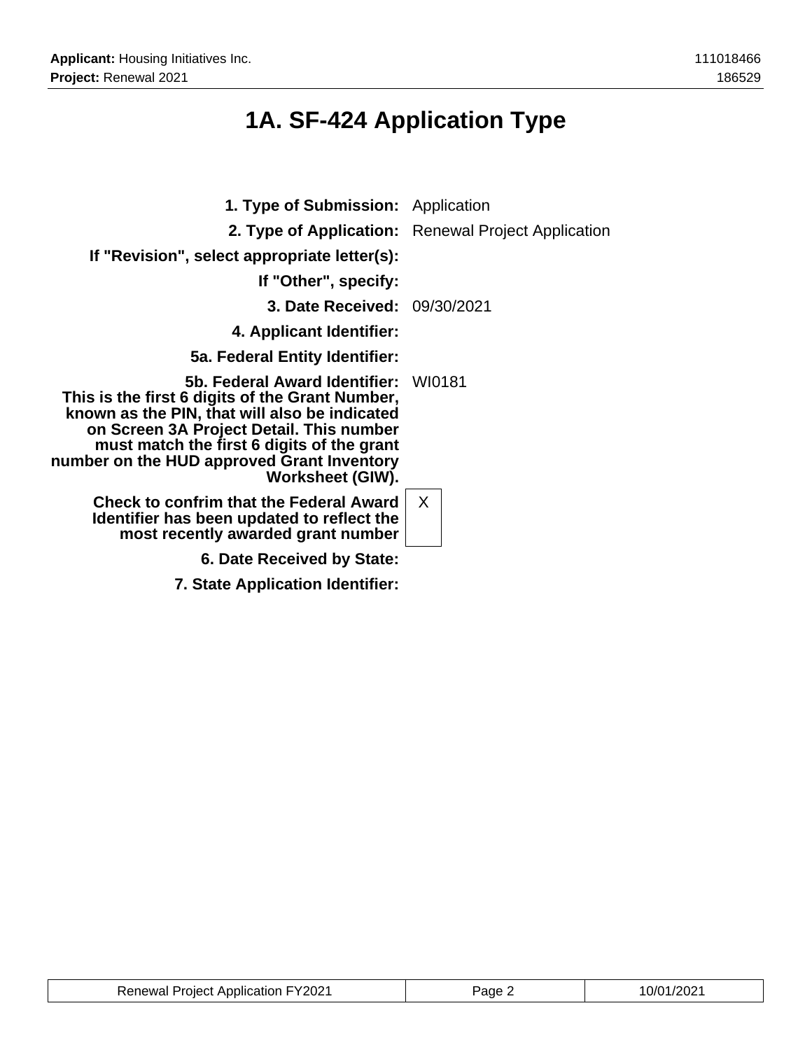# 1A. SF-424 Application Type

**1. Type of Submission:** Application

**2. Type of Application:** Renewal Project Application

**If "Revision", select appropriate letter(s):**

**If "Other", specify:**

**3. Date Received:** 09/30/2021

**4. Applicant Identifier:**

**5a. Federal Entity Identifier:**

**5b. Federal Award Identifier: This is the first 6 digits of the Grant Number, known as the PIN, that will also be indicated on Screen 3A Project Detail. This number must match the first 6 digits of the grant number on the HUD approved Grant Inventory Worksheet (GIW).** WI0181

**Check to confrim that the Federal Award Identifier has been updated to reflect the most recently awarded grant number** X

**6. Date Received by State:**

**7. State Application Identifier:**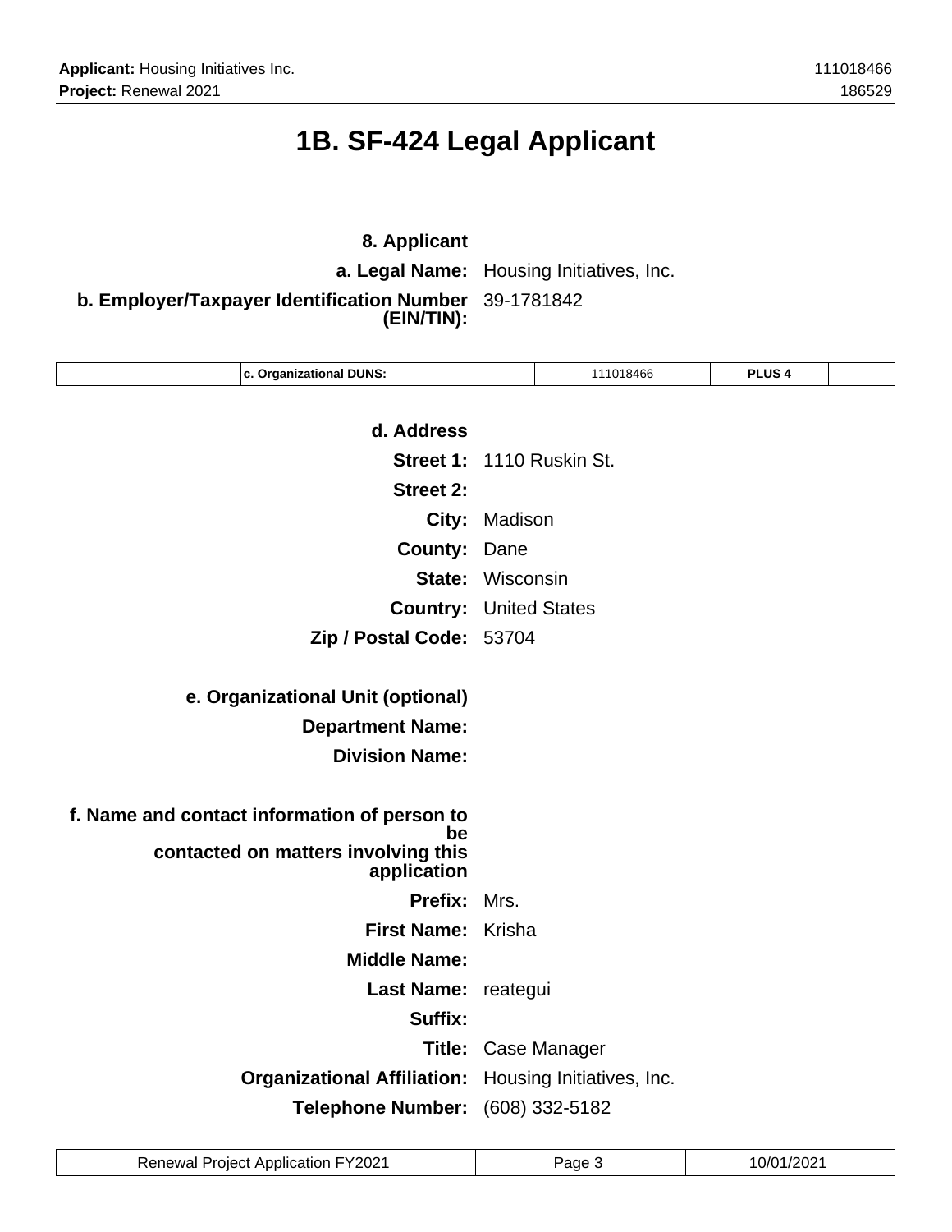# 1B. SF-424 Legal Applicant

**8. Applicant**

**a. Legal Name:** Housing Initiatives, Inc.

**b. Employer/Taxpayer Identification Number (EIN/TIN):** 39-1781842

| | c. Organizational DUNS: | 111018466 | PLUS 4 | |
|---|---|---|---|---|

**d. Address**

**Street 1:** 1110 Ruskin St.

**Street 2:**

**City:** Madison

**County:** Dane

**State:** Wisconsin

**Country:** United States

**Zip / Postal Code:** 53704

**e. Organizational Unit (optional)**

**Department Name:**

**Division Name:**

**f. Name and contact information of person to be contacted on matters involving this application**

**Prefix:** Mrs.

**First Name:** Krisha

**Middle Name:**

**Last Name:** reategui

**Suffix:**

**Title:** Case Manager

**Organizational Affiliation:** Housing Initiatives, Inc.

**Telephone Number:** (608) 332-5182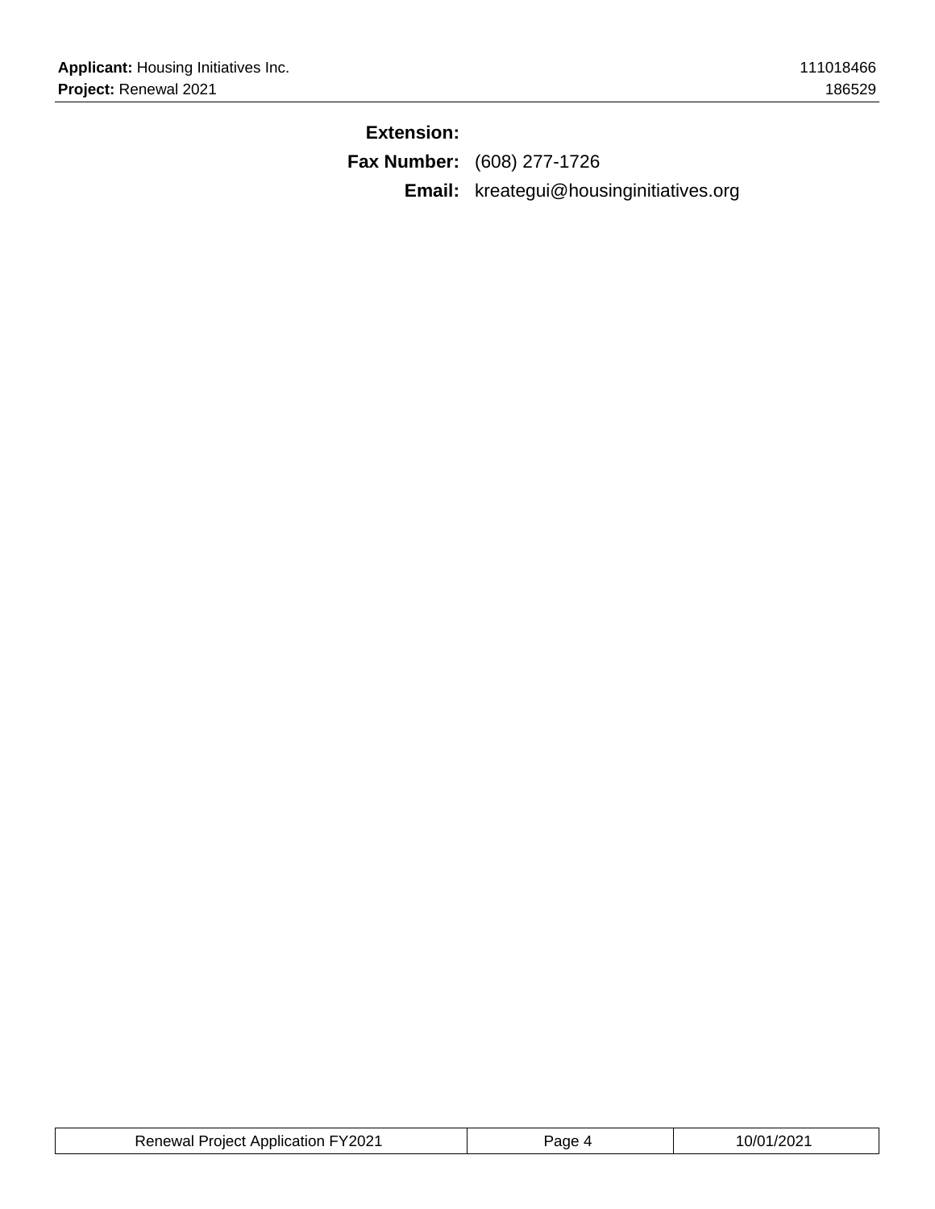**Extension:**

**Fax Number:** (608) 277-1726

**Email:** kreategui@housinginitiatives.org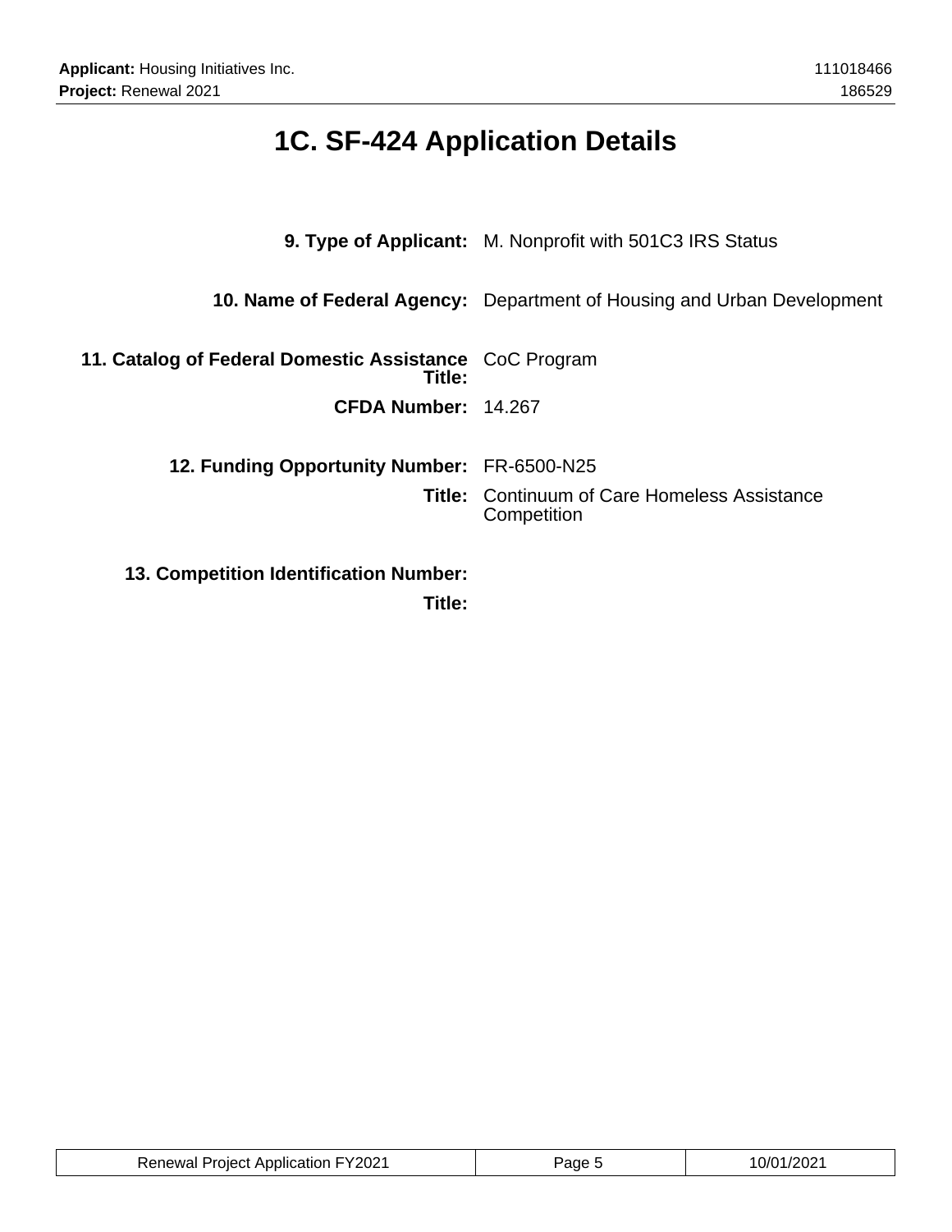# 1C. SF-424 Application Details

**9. Type of Applicant:** M. Nonprofit with 501C3 IRS Status

**10. Name of Federal Agency:** Department of Housing and Urban Development

**11. Catalog of Federal Domestic Assistance Title:** CoC Program

**CFDA Number:** 14.267

**12. Funding Opportunity Number:** FR-6500-N25

**Title:** Continuum of Care Homeless Assistance Competition

**13. Competition Identification Number:**

**Title:**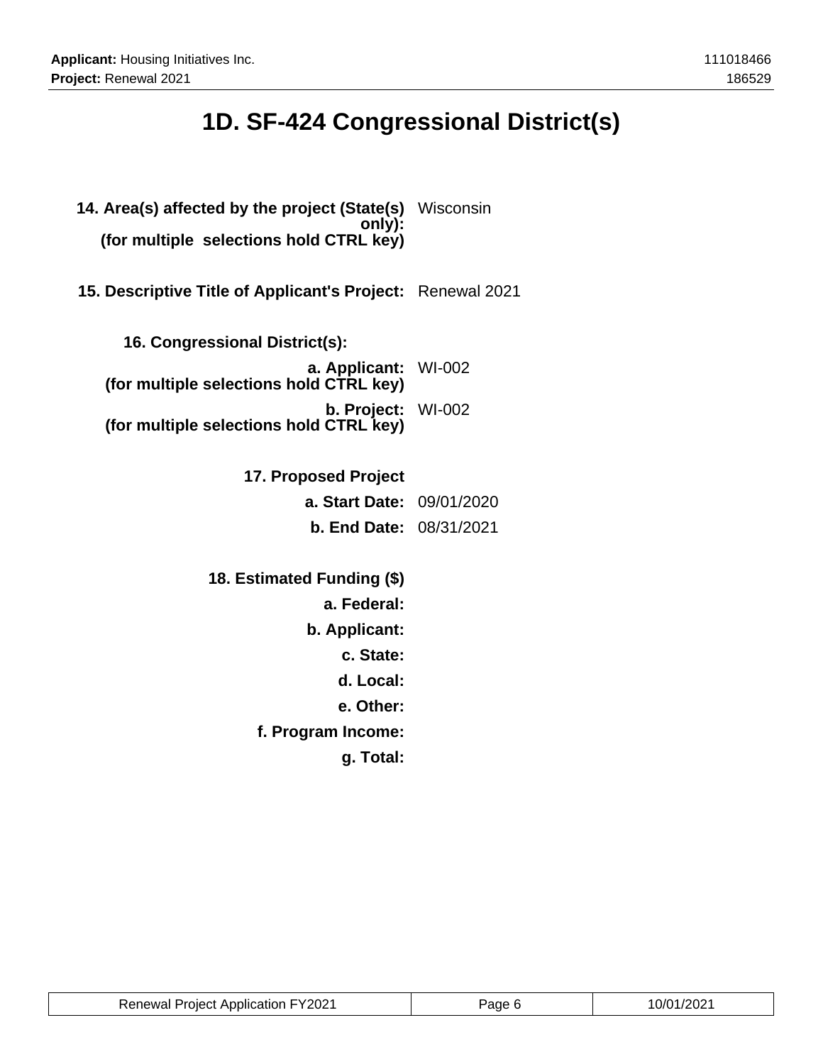# 1D. SF-424 Congressional District(s)

**14. Area(s) affected by the project (State(s) only):**
**(for multiple selections hold CTRL key)** Wisconsin

**15. Descriptive Title of Applicant's Project:** Renewal 2021

**16. Congressional District(s):**

**a. Applicant:**
**(for multiple selections hold CTRL key)** WI-002

**b. Project:**
**(for multiple selections hold CTRL key)** WI-002

**17. Proposed Project**

**a. Start Date:** 09/01/2020

**b. End Date:** 08/31/2021

**18. Estimated Funding ($)**

**a. Federal:**

**b. Applicant:**

**c. State:**

**d. Local:**

**e. Other:**

**f. Program Income:**

**g. Total:**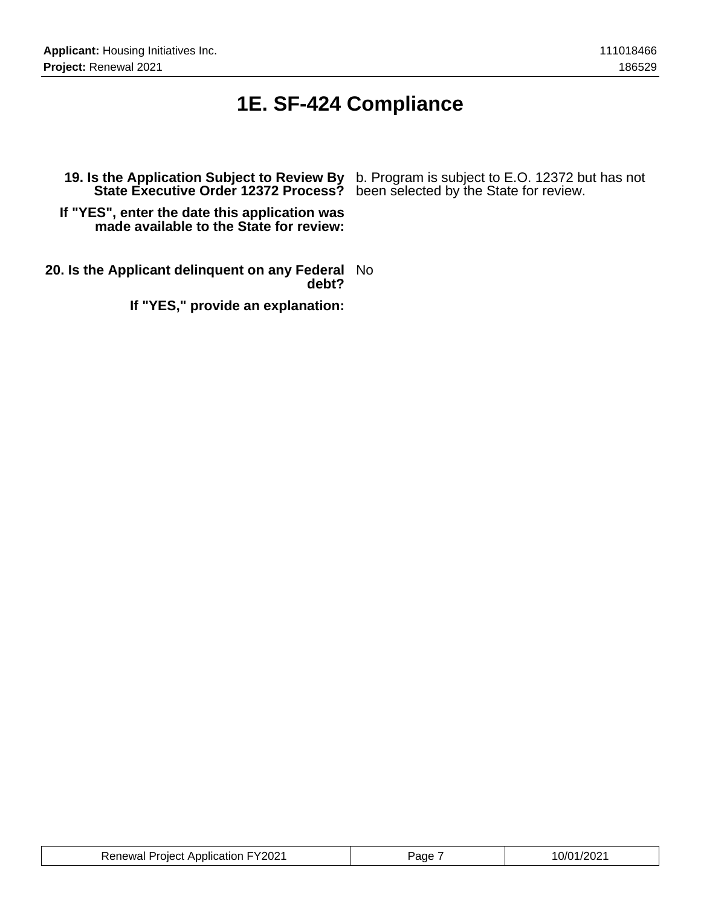# 1E. SF-424 Compliance

| | |
|---|---|
| **19. Is the Application Subject to Review By State Executive Order 12372 Process?** | b. Program is subject to E.O. 12372 but has not been selected by the State for review. |
| **If "YES", enter the date this application was made available to the State for review:** | |
| **20. Is the Applicant delinquent on any Federal debt?** | No |
| **If "YES," provide an explanation:** | |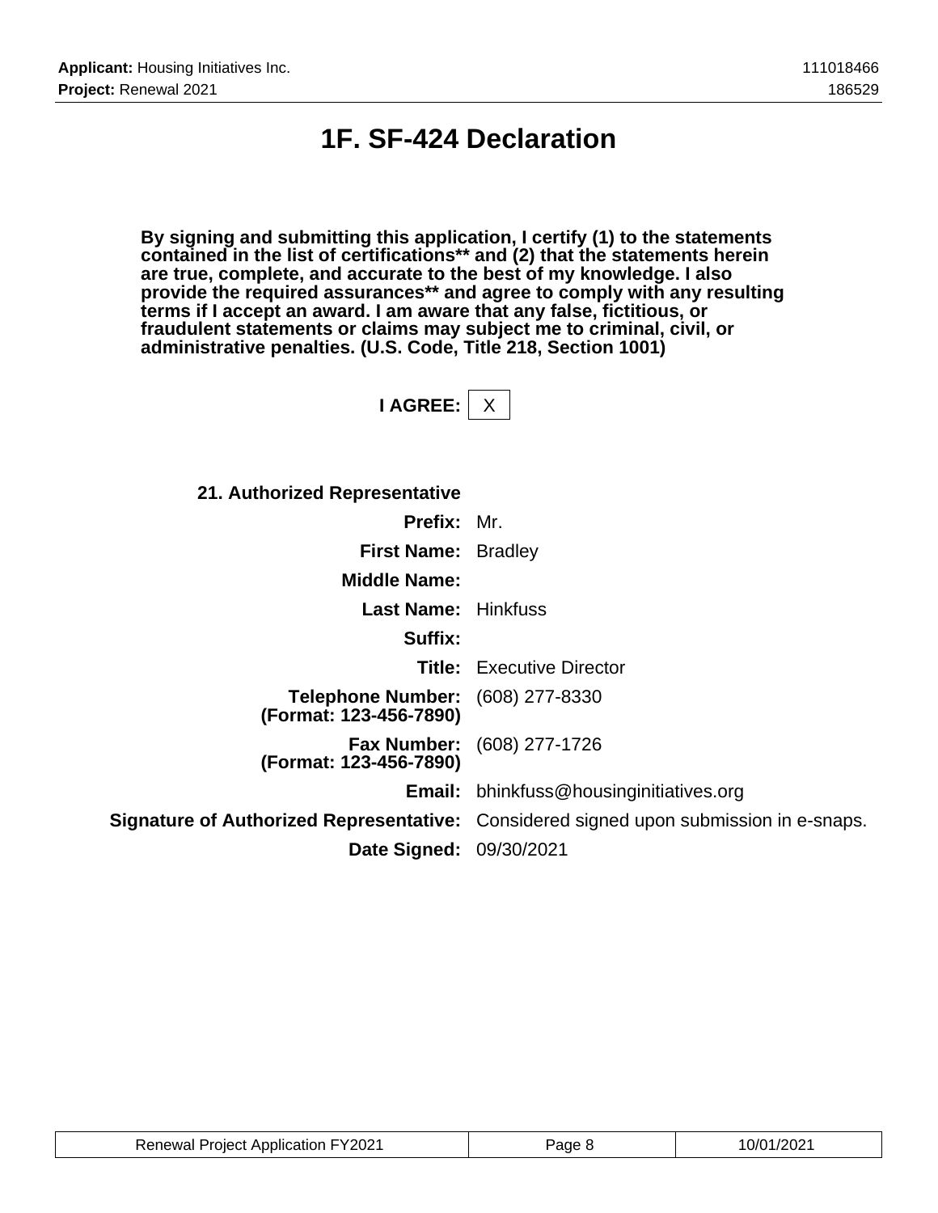# 1F. SF-424 Declaration

**By signing and submitting this application, I certify (1) to the statements contained in the list of certifications** and (2) that the statements herein are true, complete, and accurate to the best of my knowledge. I also provide the required assurances** and agree to comply with any resulting terms if I accept an award. I am aware that any false, fictitious, or fraudulent statements or claims may subject me to criminal, civil, or administrative penalties. (U.S. Code, Title 218, Section 1001)**

**I AGREE:** X

**21. Authorized Representative**

**Prefix:** Mr.

**First Name:** Bradley

**Middle Name:**

**Last Name:** Hinkfuss

**Suffix:**

**Title:** Executive Director

**Telephone Number: (Format: 123-456-7890)** (608) 277-8330

**Fax Number: (Format: 123-456-7890)** (608) 277-1726

**Email:** bhinkfuss@housinginitiatives.org

**Signature of Authorized Representative:** Considered signed upon submission in e-snaps.

**Date Signed:** 09/30/2021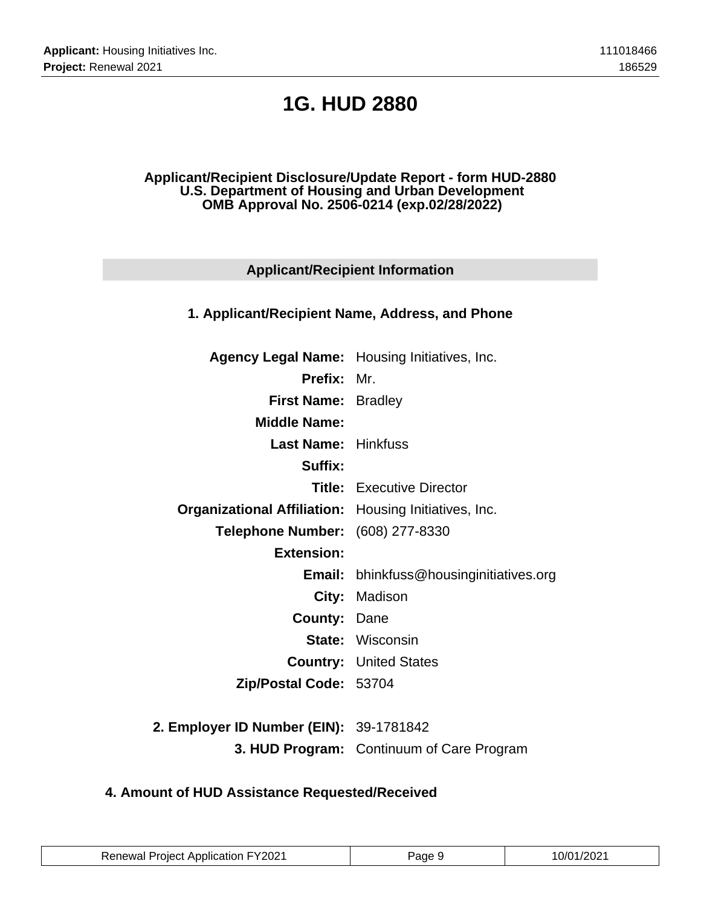# 1G. HUD 2880

**Applicant/Recipient Disclosure/Update Report - form HUD-2880**
**U.S. Department of Housing and Urban Development**
**OMB Approval No. 2506-0214 (exp.02/28/2022)**

## Applicant/Recipient Information

### 1. Applicant/Recipient Name, Address, and Phone

| | |
|---|---|
| **Agency Legal Name:** | Housing Initiatives, Inc. |
| **Prefix:** | Mr. |
| **First Name:** | Bradley |
| **Middle Name:** | |
| **Last Name:** | Hinkfuss |
| **Suffix:** | |
| **Title:** | Executive Director |
| **Organizational Affiliation:** | Housing Initiatives, Inc. |
| **Telephone Number:** | (608) 277-8330 |
| **Extension:** | |
| **Email:** | bhinkfuss@housinginitiatives.org |
| **City:** | Madison |
| **County:** | Dane |
| **State:** | Wisconsin |
| **Country:** | United States |
| **Zip/Postal Code:** | 53704 |

| | |
|---|---|
| **2. Employer ID Number (EIN):** | 39-1781842 |
| **3. HUD Program:** | Continuum of Care Program |

### 4. Amount of HUD Assistance Requested/Received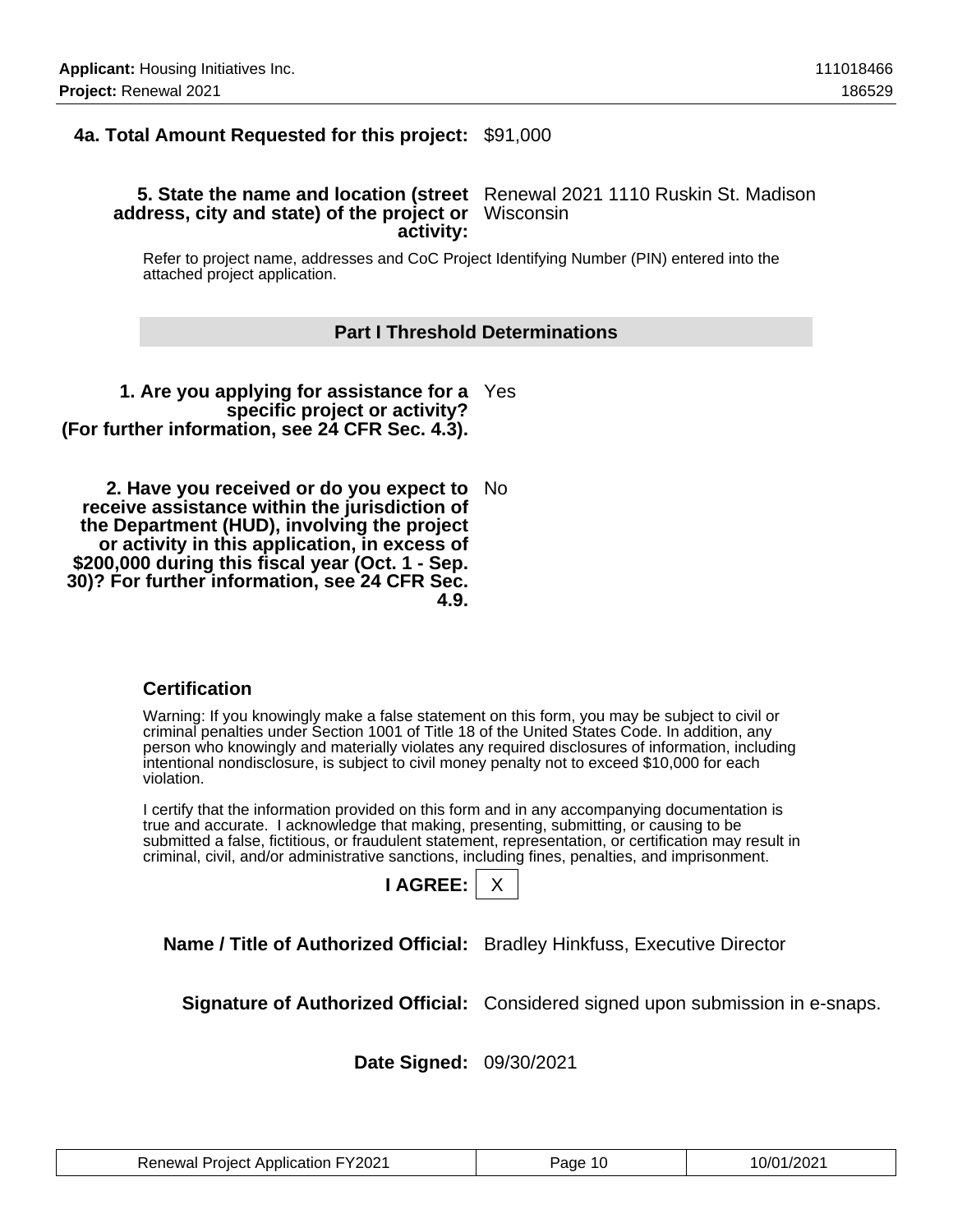**4a. Total Amount Requested for this project:** $91,000

**5. State the name and location (street address, city and state) of the project or activity:** Renewal 2021 1110 Ruskin St. Madison Wisconsin

Refer to project name, addresses and CoC Project Identifying Number (PIN) entered into the attached project application.

## Part I Threshold Determinations

**1. Are you applying for assistance for a specific project or activity? (For further information, see 24 CFR Sec. 4.3).** Yes

**2. Have you received or do you expect to receive assistance within the jurisdiction of the Department (HUD), involving the project or activity in this application, in excess of $200,000 during this fiscal year (Oct. 1 - Sep. 30)? For further information, see 24 CFR Sec. 4.9.** No

### Certification

Warning: If you knowingly make a false statement on this form, you may be subject to civil or criminal penalties under Section 1001 of Title 18 of the United States Code. In addition, any person who knowingly and materially violates any required disclosures of information, including intentional nondisclosure, is subject to civil money penalty not to exceed $10,000 for each violation.

I certify that the information provided on this form and in any accompanying documentation is true and accurate. I acknowledge that making, presenting, submitting, or causing to be submitted a false, fictitious, or fraudulent statement, representation, or certification may result in criminal, civil, and/or administrative sanctions, including fines, penalties, and imprisonment.

**I AGREE:** X

**Name / Title of Authorized Official:** Bradley Hinkfuss, Executive Director

**Signature of Authorized Official:** Considered signed upon submission in e-snaps.

**Date Signed:** 09/30/2021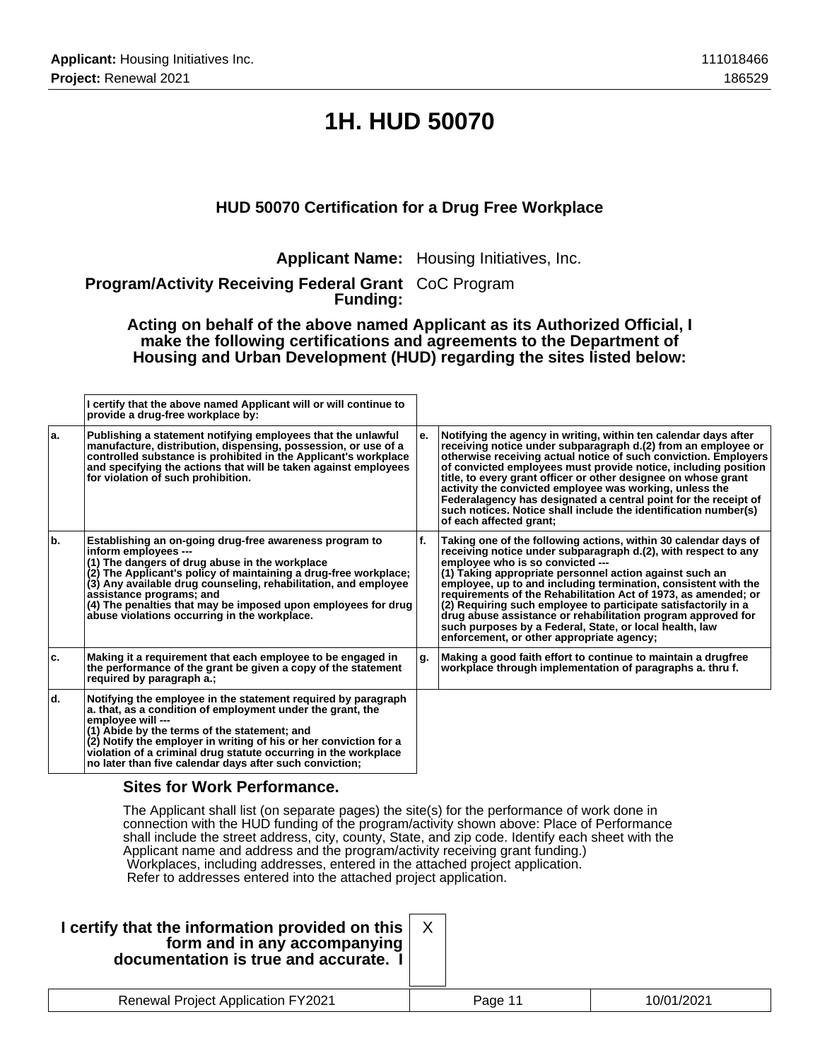# 1H. HUD 50070

## HUD 50070 Certification for a Drug Free Workplace

**Applicant Name:** Housing Initiatives, Inc.

**Program/Activity Receiving Federal Grant Funding:** CoC Program

**Acting on behalf of the above named Applicant as its Authorized Official, I make the following certifications and agreements to the Department of Housing and Urban Development (HUD) regarding the sites listed below:**

| | I certify that the above named Applicant will or will continue to provide a drug-free workplace by: | | |
|---|---|---|---|
| a. | Publishing a statement notifying employees that the unlawful manufacture, distribution, dispensing, possession, or use of a controlled substance is prohibited in the Applicant's workplace and specifying the actions that will be taken against employees for violation of such prohibition. | e. | Notifying the agency in writing, within ten calendar days after receiving notice under subparagraph d.(2) from an employee or otherwise receiving actual notice of such conviction. Employers of convicted employees must provide notice, including position title, to every grant officer or other designee on whose grant activity the convicted employee was working, unless the Federalagency has designated a central point for the receipt of such notices. Notice shall include the identification number(s) of each affected grant; |
| b. | Establishing an on-going drug-free awareness program to inform employees --- (1) The dangers of drug abuse in the workplace (2) The Applicant's policy of maintaining a drug-free workplace; (3) Any available drug counseling, rehabilitation, and employee assistance programs; and (4) The penalties that may be imposed upon employees for drug abuse violations occurring in the workplace. | f. | Taking one of the following actions, within 30 calendar days of receiving notice under subparagraph d.(2), with respect to any employee who is so convicted --- (1) Taking appropriate personnel action against such an employee, up to and including termination, consistent with the requirements of the Rehabilitation Act of 1973, as amended; or (2) Requiring such employee to participate satisfactorily in a drug abuse assistance or rehabilitation program approved for such purposes by a Federal, State, or local health, law enforcement, or other appropriate agency; |
| c. | Making it a requirement that each employee to be engaged in the performance of the grant be given a copy of the statement required by paragraph a.; | g. | Making a good faith effort to continue to maintain a drugfree workplace through implementation of paragraphs a. thru f. |
| d. | Notifying the employee in the statement required by paragraph a. that, as a condition of employment under the grant, the employee will --- (1) Abide by the terms of the statement; and (2) Notify the employer in writing of his or her conviction for a violation of a criminal drug statute occurring in the workplace no later than five calendar days after such conviction; | | |

### Sites for Work Performance.

The Applicant shall list (on separate pages) the site(s) for the performance of work done in connection with the HUD funding of the program/activity shown above: Place of Performance shall include the street address, city, county, State, and zip code. Identify each sheet with the Applicant name and address and the program/activity receiving grant funding.)
Workplaces, including addresses, entered in the attached project application.
Refer to addresses entered into the attached project application.

**I certify that the information provided on this form and in any accompanying documentation is true and accurate. I** X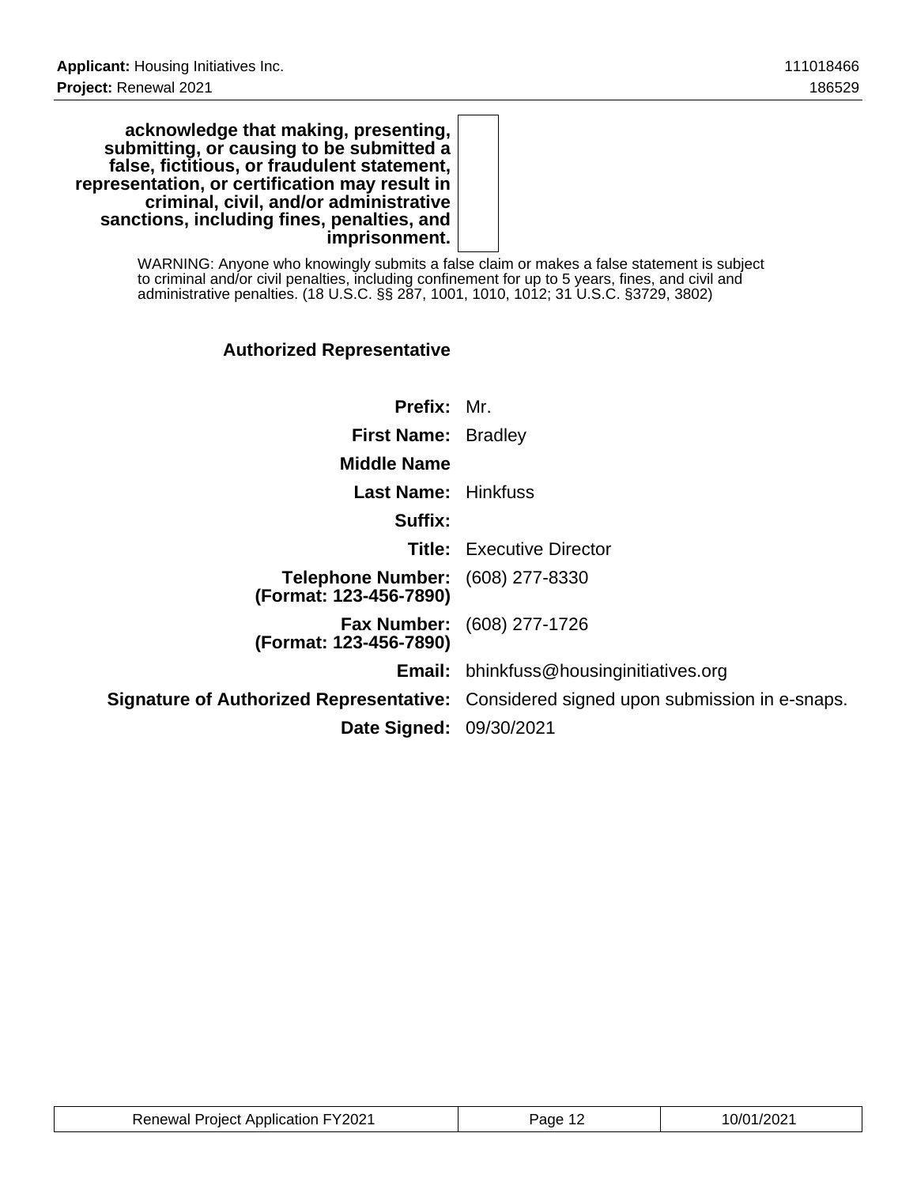**acknowledge that making, presenting, submitting, or causing to be submitted a false, fictitious, or fraudulent statement, representation, or certification may result in criminal, civil, and/or administrative sanctions, including fines, penalties, and imprisonment.**

WARNING: Anyone who knowingly submits a false claim or makes a false statement is subject to criminal and/or civil penalties, including confinement for up to 5 years, fines, and civil and administrative penalties. (18 U.S.C. §§ 287, 1001, 1010, 1012; 31 U.S.C. §3729, 3802)

### Authorized Representative

**Prefix:** Mr.

**First Name:** Bradley

**Middle Name**

**Last Name:** Hinkfuss

**Suffix:**

**Title:** Executive Director

**Telephone Number: (Format: 123-456-7890)** (608) 277-8330

**Fax Number: (Format: 123-456-7890)** (608) 277-1726

**Email:** bhinkfuss@housinginitiatives.org

**Signature of Authorized Representative:** Considered signed upon submission in e-snaps.

**Date Signed:** 09/30/2021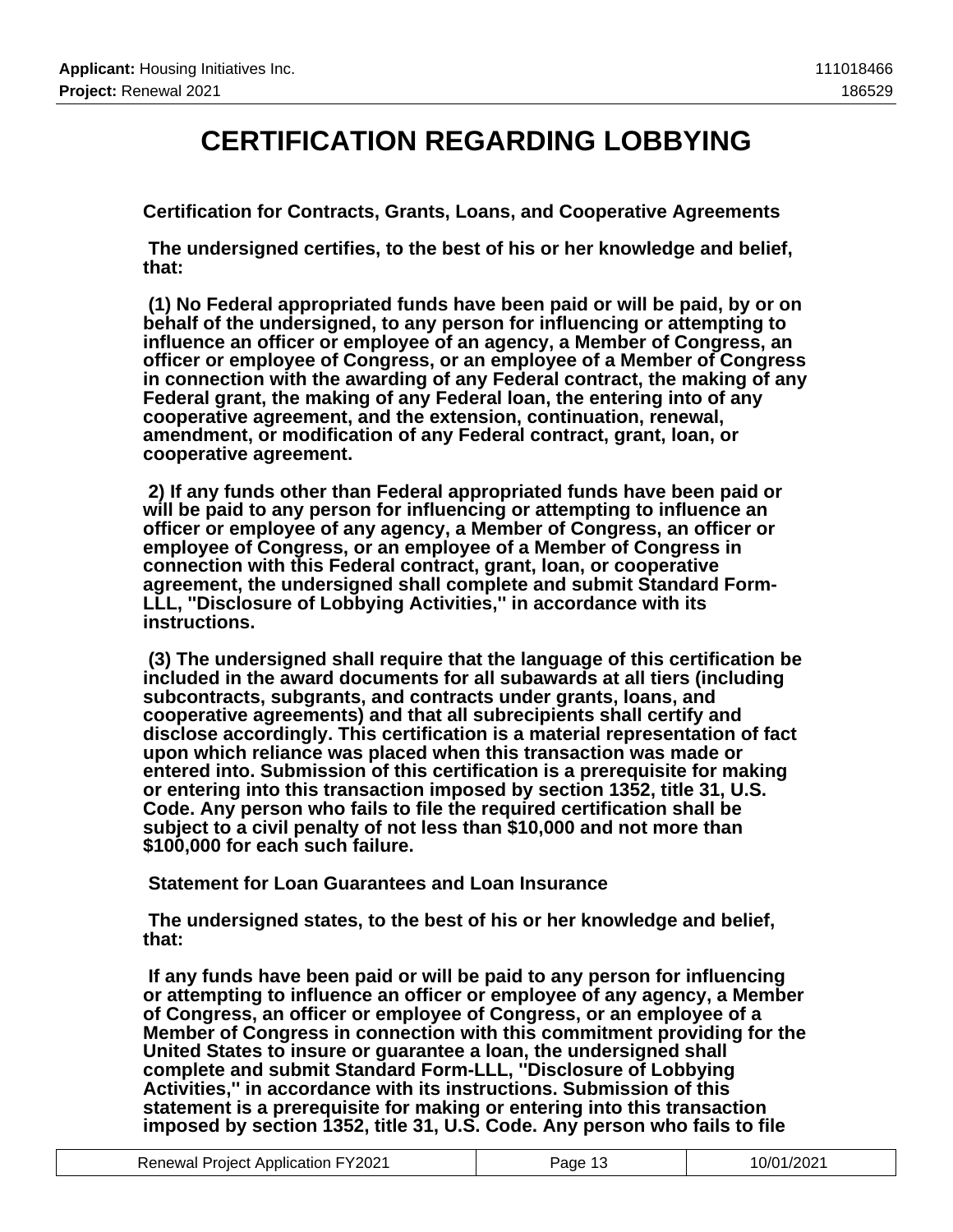# CERTIFICATION REGARDING LOBBYING

**Certification for Contracts, Grants, Loans, and Cooperative Agreements**

**The undersigned certifies, to the best of his or her knowledge and belief, that:**

**(1) No Federal appropriated funds have been paid or will be paid, by or on behalf of the undersigned, to any person for influencing or attempting to influence an officer or employee of an agency, a Member of Congress, an officer or employee of Congress, or an employee of a Member of Congress in connection with the awarding of any Federal contract, the making of any Federal grant, the making of any Federal loan, the entering into of any cooperative agreement, and the extension, continuation, renewal, amendment, or modification of any Federal contract, grant, loan, or cooperative agreement.**

**2) If any funds other than Federal appropriated funds have been paid or will be paid to any person for influencing or attempting to influence an officer or employee of any agency, a Member of Congress, an officer or employee of Congress, or an employee of a Member of Congress in connection with this Federal contract, grant, loan, or cooperative agreement, the undersigned shall complete and submit Standard Form-LLL, "Disclosure of Lobbying Activities," in accordance with its instructions.**

**(3) The undersigned shall require that the language of this certification be included in the award documents for all subawards at all tiers (including subcontracts, subgrants, and contracts under grants, loans, and cooperative agreements) and that all subrecipients shall certify and disclose accordingly. This certification is a material representation of fact upon which reliance was placed when this transaction was made or entered into. Submission of this certification is a prerequisite for making or entering into this transaction imposed by section 1352, title 31, U.S. Code. Any person who fails to file the required certification shall be subject to a civil penalty of not less than $10,000 and not more than $100,000 for each such failure.**

**Statement for Loan Guarantees and Loan Insurance**

**The undersigned states, to the best of his or her knowledge and belief, that:**

**If any funds have been paid or will be paid to any person for influencing or attempting to influence an officer or employee of any agency, a Member of Congress, an officer or employee of Congress, or an employee of a Member of Congress in connection with this commitment providing for the United States to insure or guarantee a loan, the undersigned shall complete and submit Standard Form-LLL, "Disclosure of Lobbying Activities," in accordance with its instructions. Submission of this statement is a prerequisite for making or entering into this transaction imposed by section 1352, title 31, U.S. Code. Any person who fails to file**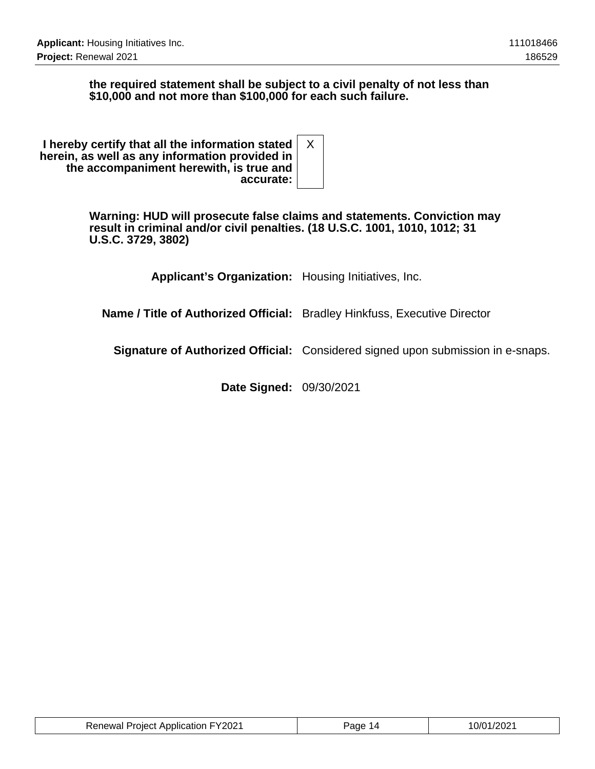**the required statement shall be subject to a civil penalty of not less than $10,000 and not more than $100,000 for each such failure.**

| | |
|---|---|
| **I hereby certify that all the information stated herein, as well as any information provided in the accompaniment herewith, is true and accurate:** | X |

**Warning: HUD will prosecute false claims and statements. Conviction may result in criminal and/or civil penalties. (18 U.S.C. 1001, 1010, 1012; 31 U.S.C. 3729, 3802)**

| | |
|---|---|
| **Applicant's Organization:** | Housing Initiatives, Inc. |
| **Name / Title of Authorized Official:** | Bradley Hinkfuss, Executive Director |
| **Signature of Authorized Official:** | Considered signed upon submission in e-snaps. |
| **Date Signed:** | 09/30/2021 |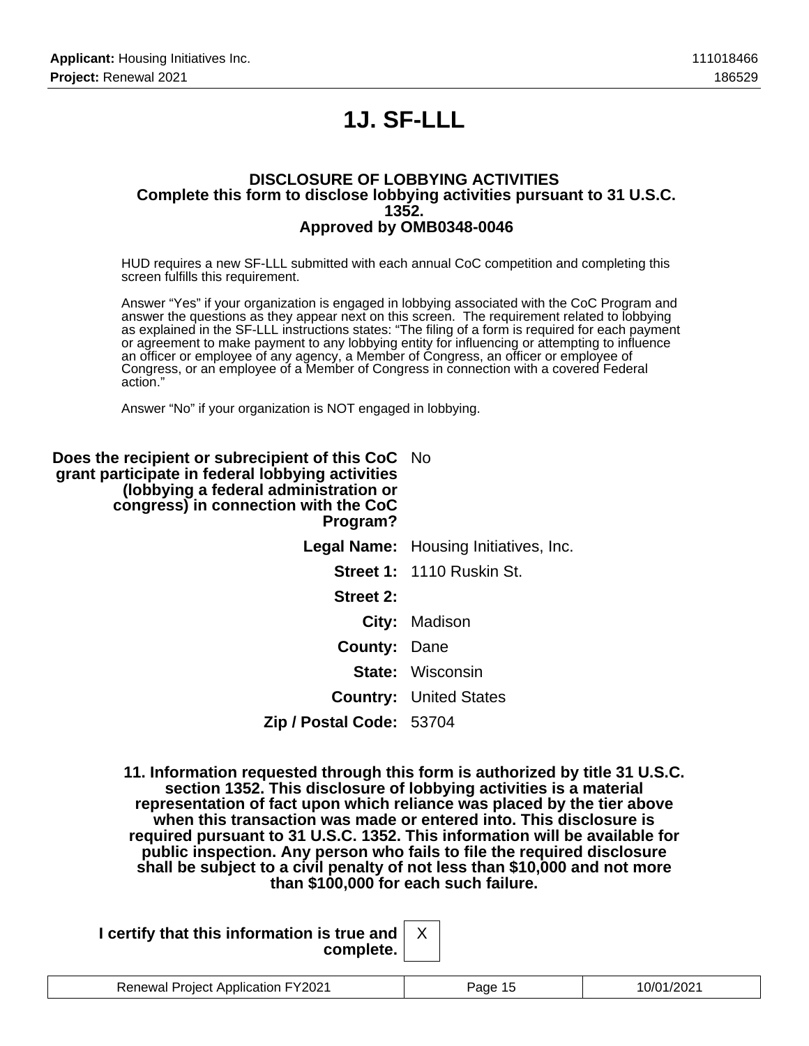# 1J. SF-LLL

**DISCLOSURE OF LOBBYING ACTIVITIES**
**Complete this form to disclose lobbying activities pursuant to 31 U.S.C. 1352.**
**Approved by OMB0348-0046**

HUD requires a new SF-LLL submitted with each annual CoC competition and completing this screen fulfills this requirement.

Answer “Yes” if your organization is engaged in lobbying associated with the CoC Program and answer the questions as they appear next on this screen. The requirement related to lobbying as explained in the SF-LLL instructions states: “The filing of a form is required for each payment or agreement to make payment to any lobbying entity for influencing or attempting to influence an officer or employee of any agency, a Member of Congress, an officer or employee of Congress, or an employee of a Member of Congress in connection with a covered Federal action.”

Answer “No” if your organization is NOT engaged in lobbying.

**Does the recipient or subrecipient of this CoC grant participate in federal lobbying activities (lobbying a federal administration or congress) in connection with the CoC Program?** No

**Legal Name:** Housing Initiatives, Inc.

**Street 1:** 1110 Ruskin St.

**Street 2:**

**City:** Madison

**County:** Dane

**State:** Wisconsin

**Country:** United States

**Zip / Postal Code:** 53704

**11. Information requested through this form is authorized by title 31 U.S.C. section 1352. This disclosure of lobbying activities is a material representation of fact upon which reliance was placed by the tier above when this transaction was made or entered into. This disclosure is required pursuant to 31 U.S.C. 1352. This information will be available for public inspection. Any person who fails to file the required disclosure shall be subject to a civil penalty of not less than $10,000 and not more than $100,000 for each such failure.**

**I certify that this information is true and complete.** X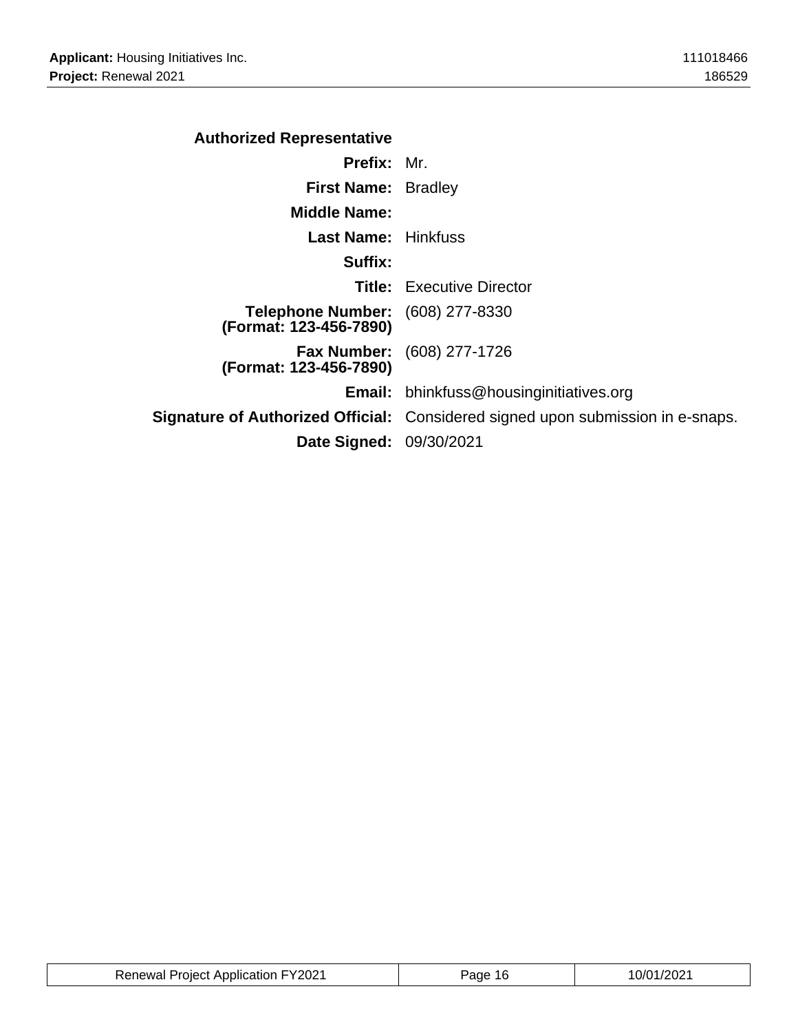**Authorized Representative**

| | |
|---|---|
| **Prefix:** | Mr. |
| **First Name:** | Bradley |
| **Middle Name:** | |
| **Last Name:** | Hinkfuss |
| **Suffix:** | |
| **Title:** | Executive Director |
| **Telephone Number: (Format: 123-456-7890)** | (608) 277-8330 |
| **Fax Number: (Format: 123-456-7890)** | (608) 277-1726 |
| **Email:** | bhinkfuss@housinginitiatives.org |
| **Signature of Authorized Official:** | Considered signed upon submission in e-snaps. |
| **Date Signed:** | 09/30/2021 |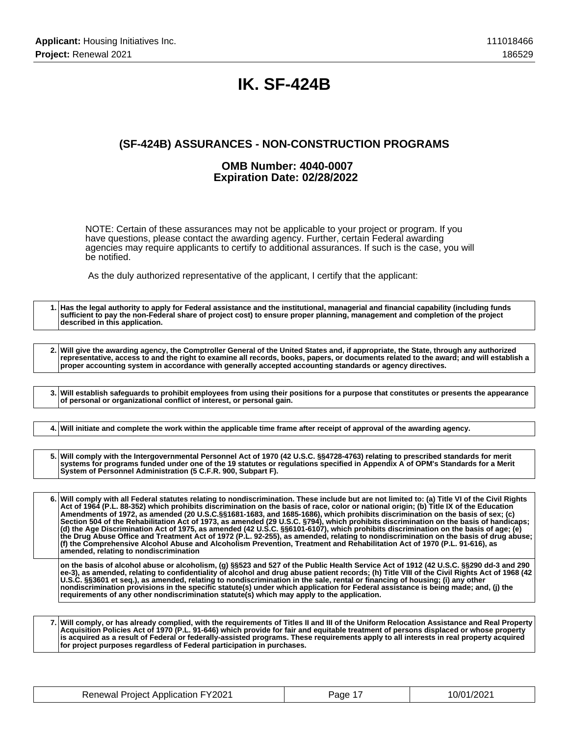# IK. SF-424B

## (SF-424B) ASSURANCES - NON-CONSTRUCTION PROGRAMS

### OMB Number: 4040-0007
### Expiration Date: 02/28/2022

NOTE: Certain of these assurances may not be applicable to your project or program. If you have questions, please contact the awarding agency. Further, certain Federal awarding agencies may require applicants to certify to additional assurances. If such is the case, you will be notified.

As the duly authorized representative of the applicant, I certify that the applicant:

| | |
|---|---|
| 1. | **Has the legal authority to apply for Federal assistance and the institutional, managerial and financial capability (including funds sufficient to pay the non-Federal share of project cost) to ensure proper planning, management and completion of the project described in this application.** |

| | |
|---|---|
| 2. | **Will give the awarding agency, the Comptroller General of the United States and, if appropriate, the State, through any authorized representative, access to and the right to examine all records, books, papers, or documents related to the award; and will establish a proper accounting system in accordance with generally accepted accounting standards or agency directives.** |

| | |
|---|---|
| 3. | **Will establish safeguards to prohibit employees from using their positions for a purpose that constitutes or presents the appearance of personal or organizational conflict of interest, or personal gain.** |

| | |
|---|---|
| 4. | **Will initiate and complete the work within the applicable time frame after receipt of approval of the awarding agency.** |

| | |
|---|---|
| 5. | **Will comply with the Intergovernmental Personnel Act of 1970 (42 U.S.C. §§4728-4763) relating to prescribed standards for merit systems for programs funded under one of the 19 statutes or regulations specified in Appendix A of OPM's Standards for a Merit System of Personnel Administration (5 C.F.R. 900, Subpart F).** |

| | |
|---|---|
| 6. | **Will comply with all Federal statutes relating to nondiscrimination. These include but are not limited to: (a) Title VI of the Civil Rights Act of 1964 (P.L. 88-352) which prohibits discrimination on the basis of race, color or national origin; (b) Title IX of the Education Amendments of 1972, as amended (20 U.S.C.§§1681-1683, and 1685-1686), which prohibits discrimination on the basis of sex; (c) Section 504 of the Rehabilitation Act of 1973, as amended (29 U.S.C. §794), which prohibits discrimination on the basis of handicaps; (d) the Age Discrimination Act of 1975, as amended (42 U.S.C. §§6101-6107), which prohibits discrimination on the basis of age; (e) the Drug Abuse Office and Treatment Act of 1972 (P.L. 92-255), as amended, relating to nondiscrimination on the basis of drug abuse; (f) the Comprehensive Alcohol Abuse and Alcoholism Prevention, Treatment and Rehabilitation Act of 1970 (P.L. 91-616), as amended, relating to nondiscrimination** |
| | **on the basis of alcohol abuse or alcoholism, (g) §§523 and 527 of the Public Health Service Act of 1912 (42 U.S.C. §§290 dd-3 and 290 ee-3), as amended, relating to confidentiality of alcohol and drug abuse patient records; (h) Title VIII of the Civil Rights Act of 1968 (42 U.S.C. §§3601 et seq.), as amended, relating to nondiscrimination in the sale, rental or financing of housing; (i) any other nondiscrimination provisions in the specific statute(s) under which application for Federal assistance is being made; and, (j) the requirements of any other nondiscrimination statute(s) which may apply to the application.** |

| | |
|---|---|
| 7. | **Will comply, or has already complied, with the requirements of Titles II and III of the Uniform Relocation Assistance and Real Property Acquisition Policies Act of 1970 (P.L. 91-646) which provide for fair and equitable treatment of persons displaced or whose property is acquired as a result of Federal or federally-assisted programs. These requirements apply to all interests in real property acquired for project purposes regardless of Federal participation in purchases.** |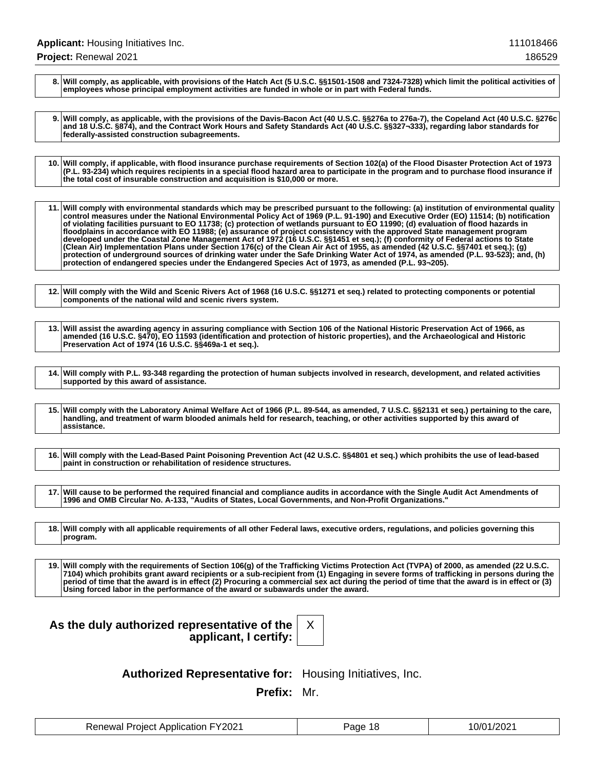| | |
|---|---|
| 8. | **Will comply, as applicable, with provisions of the Hatch Act (5 U.S.C. §§1501-1508 and 7324-7328) which limit the political activities of employees whose principal employment activities are funded in whole or in part with Federal funds.** |

| | |
|---|---|
| 9. | **Will comply, as applicable, with the provisions of the Davis-Bacon Act (40 U.S.C. §§276a to 276a-7), the Copeland Act (40 U.S.C. §276c and 18 U.S.C. §874), and the Contract Work Hours and Safety Standards Act (40 U.S.C. §§327¬333), regarding labor standards for federally-assisted construction subagreements.** |

| | |
|---|---|
| 10. | **Will comply, if applicable, with flood insurance purchase requirements of Section 102(a) of the Flood Disaster Protection Act of 1973 (P.L. 93-234) which requires recipients in a special flood hazard area to participate in the program and to purchase flood insurance if the total cost of insurable construction and acquisition is $10,000 or more.** |

| | |
|---|---|
| 11. | **Will comply with environmental standards which may be prescribed pursuant to the following: (a) institution of environmental quality control measures under the National Environmental Policy Act of 1969 (P.L. 91-190) and Executive Order (EO) 11514; (b) notification of violating facilities pursuant to EO 11738; (c) protection of wetlands pursuant to EO 11990; (d) evaluation of flood hazards in floodplains in accordance with EO 11988; (e) assurance of project consistency with the approved State management program developed under the Coastal Zone Management Act of 1972 (16 U.S.C. §§1451 et seq.); (f) conformity of Federal actions to State (Clean Air) Implementation Plans under Section 176(c) of the Clean Air Act of 1955, as amended (42 U.S.C. §§7401 et seq.); (g) protection of underground sources of drinking water under the Safe Drinking Water Act of 1974, as amended (P.L. 93-523); and, (h) protection of endangered species under the Endangered Species Act of 1973, as amended (P.L. 93¬205).** |

| | |
|---|---|
| 12. | **Will comply with the Wild and Scenic Rivers Act of 1968 (16 U.S.C. §§1271 et seq.) related to protecting components or potential components of the national wild and scenic rivers system.** |

| | |
|---|---|
| 13. | **Will assist the awarding agency in assuring compliance with Section 106 of the National Historic Preservation Act of 1966, as amended (16 U.S.C. §470), EO 11593 (identification and protection of historic properties), and the Archaeological and Historic Preservation Act of 1974 (16 U.S.C. §§469a-1 et seq.).** |

| | |
|---|---|
| 14. | **Will comply with P.L. 93-348 regarding the protection of human subjects involved in research, development, and related activities supported by this award of assistance.** |

| | |
|---|---|
| 15. | **Will comply with the Laboratory Animal Welfare Act of 1966 (P.L. 89-544, as amended, 7 U.S.C. §§2131 et seq.) pertaining to the care, handling, and treatment of warm blooded animals held for research, teaching, or other activities supported by this award of assistance.** |

| | |
|---|---|
| 16. | **Will comply with the Lead-Based Paint Poisoning Prevention Act (42 U.S.C. §§4801 et seq.) which prohibits the use of lead-based paint in construction or rehabilitation of residence structures.** |

| | |
|---|---|
| 17. | **Will cause to be performed the required financial and compliance audits in accordance with the Single Audit Act Amendments of 1996 and OMB Circular No. A-133, "Audits of States, Local Governments, and Non-Profit Organizations."** |

| | |
|---|---|
| 18. | **Will comply with all applicable requirements of all other Federal laws, executive orders, regulations, and policies governing this program.** |

| | |
|---|---|
| 19. | **Will comply with the requirements of Section 106(g) of the Trafficking Victims Protection Act (TVPA) of 2000, as amended (22 U.S.C. 7104) which prohibits grant award recipients or a sub-recipient from (1) Engaging in severe forms of trafficking in persons during the period of time that the award is in effect (2) Procuring a commercial sex act during the period of time that the award is in effect or (3) Using forced labor in the performance of the award or subawards under the award.** |

**As the duly authorized representative of the applicant, I certify:** X

**Authorized Representative for:** Housing Initiatives, Inc.

**Prefix:** Mr.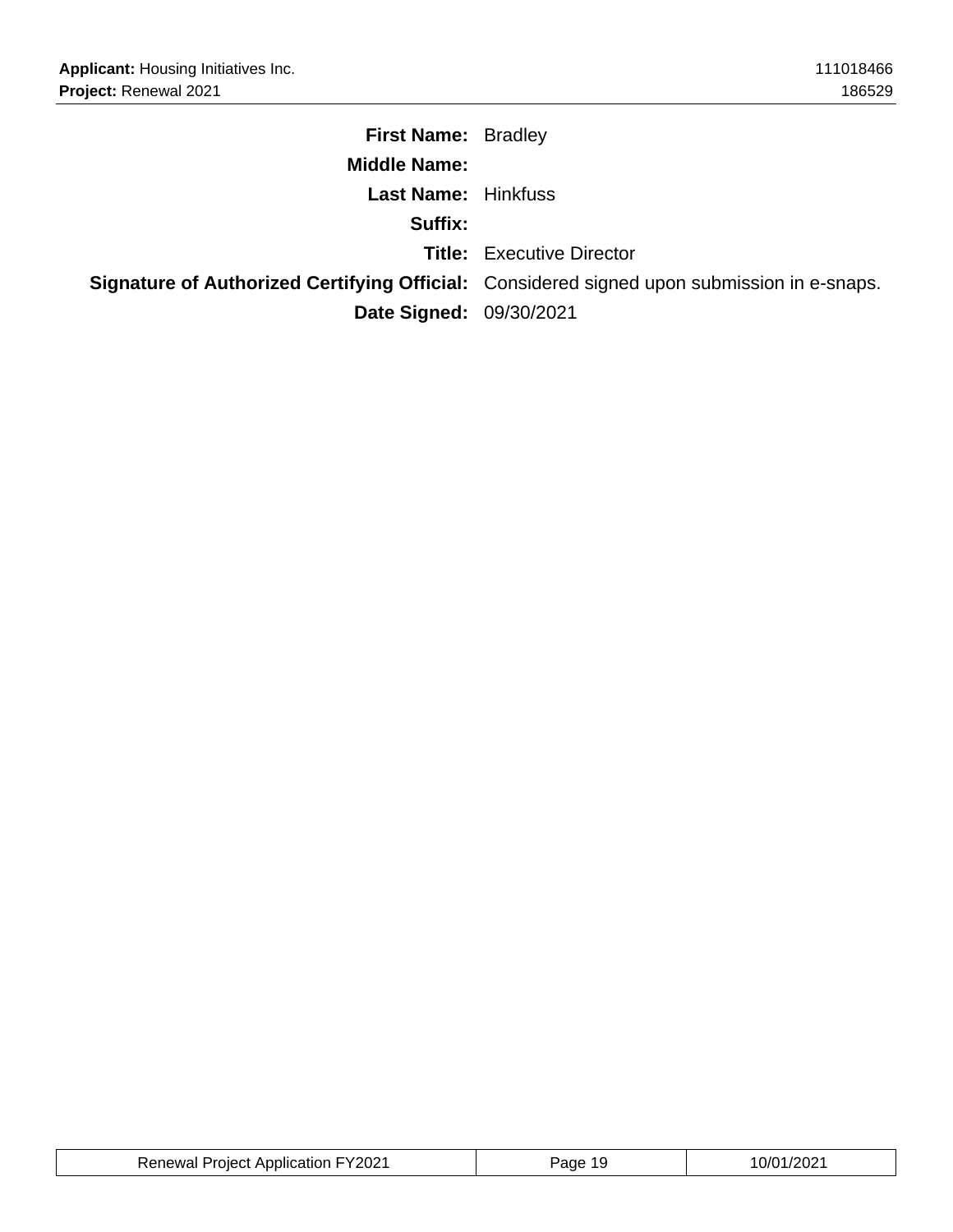**First Name:** Bradley

**Middle Name:**

**Last Name:** Hinkfuss

**Suffix:**

**Title:** Executive Director

**Signature of Authorized Certifying Official:** Considered signed upon submission in e-snaps.

**Date Signed:** 09/30/2021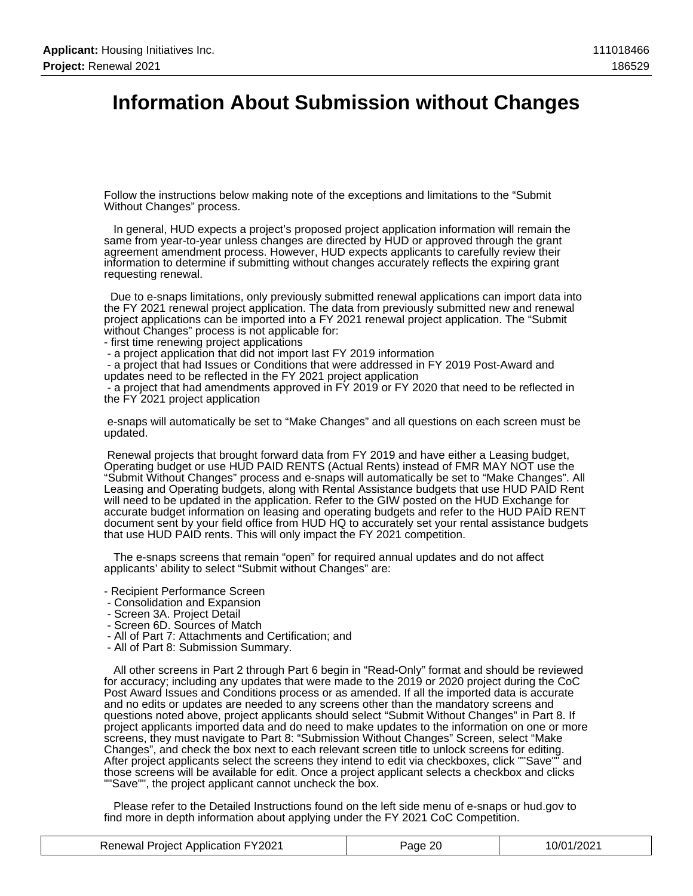# Information About Submission without Changes

Follow the instructions below making note of the exceptions and limitations to the “Submit Without Changes” process.

In general, HUD expects a project’s proposed project application information will remain the same from year-to-year unless changes are directed by HUD or approved through the grant agreement amendment process. However, HUD expects applicants to carefully review their information to determine if submitting without changes accurately reflects the expiring grant requesting renewal.

Due to e-snaps limitations, only previously submitted renewal applications can import data into the FY 2021 renewal project application. The data from previously submitted new and renewal project applications can be imported into a FY 2021 renewal project application. The “Submit without Changes” process is not applicable for:

- first time renewing project applications
- a project application that did not import last FY 2019 information
- a project that had Issues or Conditions that were addressed in FY 2019 Post-Award and updates need to be reflected in the FY 2021 project application
- a project that had amendments approved in FY 2019 or FY 2020 that need to be reflected in the FY 2021 project application

e-snaps will automatically be set to “Make Changes” and all questions on each screen must be updated.

Renewal projects that brought forward data from FY 2019 and have either a Leasing budget, Operating budget or use HUD PAID RENTS (Actual Rents) instead of FMR MAY NOT use the “Submit Without Changes” process and e-snaps will automatically be set to “Make Changes”. All Leasing and Operating budgets, along with Rental Assistance budgets that use HUD PAID Rent will need to be updated in the application. Refer to the GIW posted on the HUD Exchange for accurate budget information on leasing and operating budgets and refer to the HUD PAID RENT document sent by your field office from HUD HQ to accurately set your rental assistance budgets that use HUD PAID rents. This will only impact the FY 2021 competition.

The e-snaps screens that remain “open” for required annual updates and do not affect applicants’ ability to select “Submit without Changes” are:

- Recipient Performance Screen
- Consolidation and Expansion
- Screen 3A. Project Detail
- Screen 6D. Sources of Match
- All of Part 7: Attachments and Certification; and
- All of Part 8: Submission Summary.

All other screens in Part 2 through Part 6 begin in “Read-Only” format and should be reviewed for accuracy; including any updates that were made to the 2019 or 2020 project during the CoC Post Award Issues and Conditions process or as amended. If all the imported data is accurate and no edits or updates are needed to any screens other than the mandatory screens and questions noted above, project applicants should select “Submit Without Changes” in Part 8. If project applicants imported data and do need to make updates to the information on one or more screens, they must navigate to Part 8: “Submission Without Changes” Screen, select “Make Changes”, and check the box next to each relevant screen title to unlock screens for editing. After project applicants select the screens they intend to edit via checkboxes, click ""Save"" and those screens will be available for edit. Once a project applicant selects a checkbox and clicks ""Save"", the project applicant cannot uncheck the box.

Please refer to the Detailed Instructions found on the left side menu of e-snaps or hud.gov to find more in depth information about applying under the FY 2021 CoC Competition.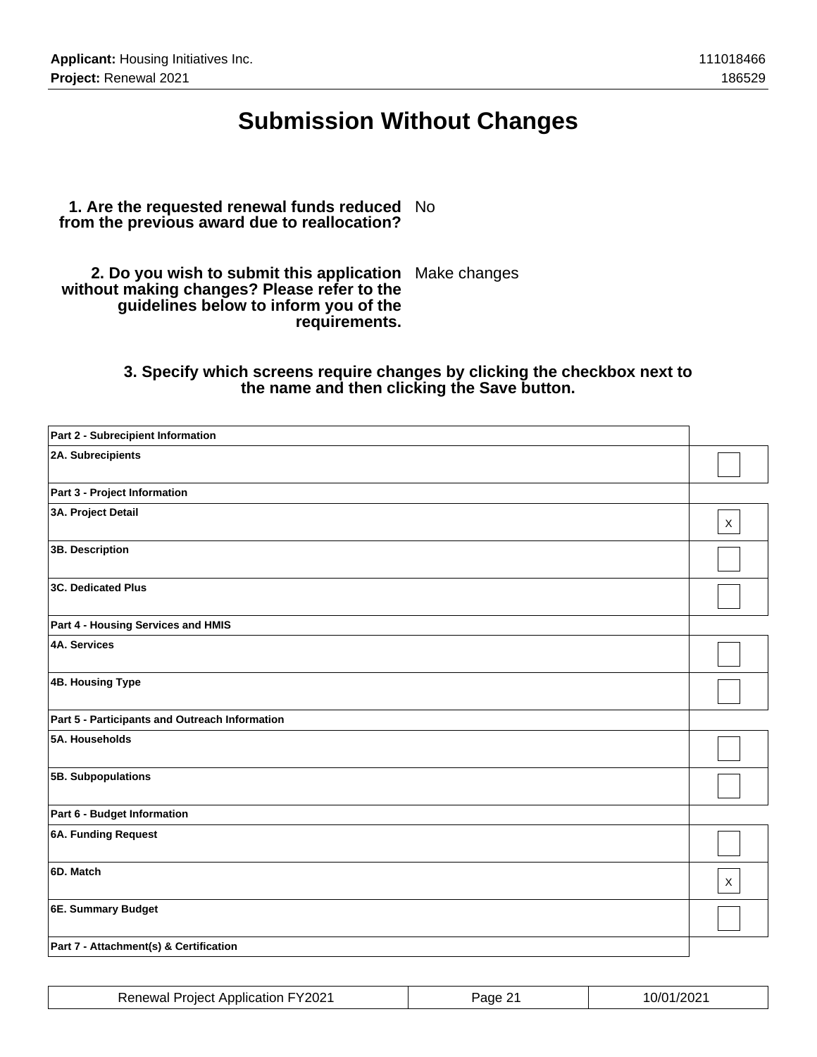# Submission Without Changes

**1. Are the requested renewal funds reduced from the previous award due to reallocation?** No

**2. Do you wish to submit this application without making changes? Please refer to the guidelines below to inform you of the requirements.** Make changes

**3. Specify which screens require changes by clicking the checkbox next to the name and then clicking the Save button.**

| Screen | Change |
|---|---|
| **Part 2 - Subrecipient Information** | |
| **2A. Subrecipients** | |
| **Part 3 - Project Information** | |
| **3A. Project Detail** | X |
| **3B. Description** | |
| **3C. Dedicated Plus** | |
| **Part 4 - Housing Services and HMIS** | |
| **4A. Services** | |
| **4B. Housing Type** | |
| **Part 5 - Participants and Outreach Information** | |
| **5A. Households** | |
| **5B. Subpopulations** | |
| **Part 6 - Budget Information** | |
| **6A. Funding Request** | |
| **6D. Match** | X |
| **6E. Summary Budget** | |
| **Part 7 - Attachment(s) & Certification** | |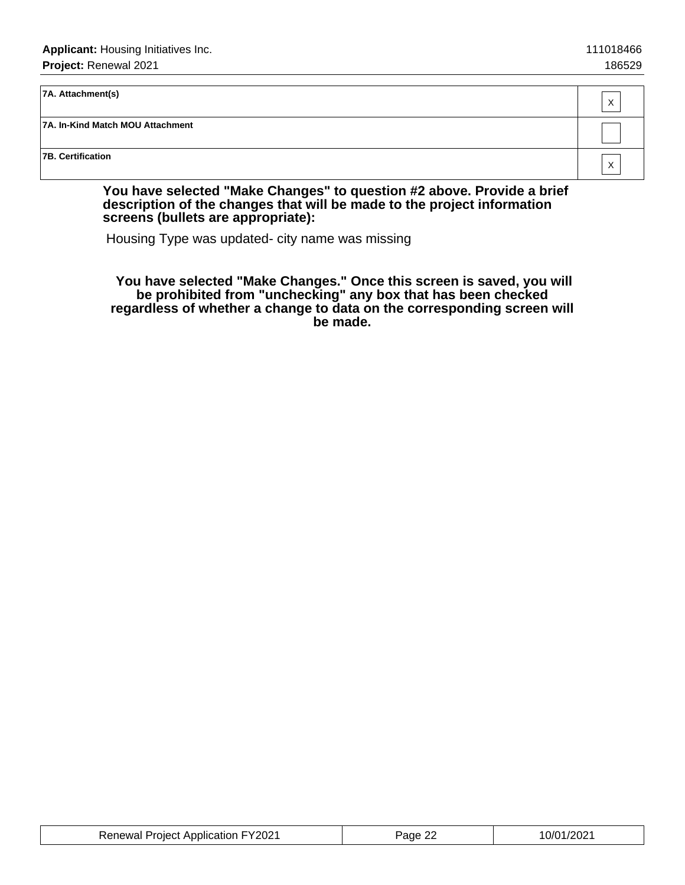| | |
|---|---|
| **7A. Attachment(s)** | X |
| **7A. In-Kind Match MOU Attachment** | |
| **7B. Certification** | X |

**You have selected "Make Changes" to question #2 above. Provide a brief description of the changes that will be made to the project information screens (bullets are appropriate):**

Housing Type was updated- city name was missing

**You have selected "Make Changes." Once this screen is saved, you will be prohibited from "unchecking" any box that has been checked regardless of whether a change to data on the corresponding screen will be made.**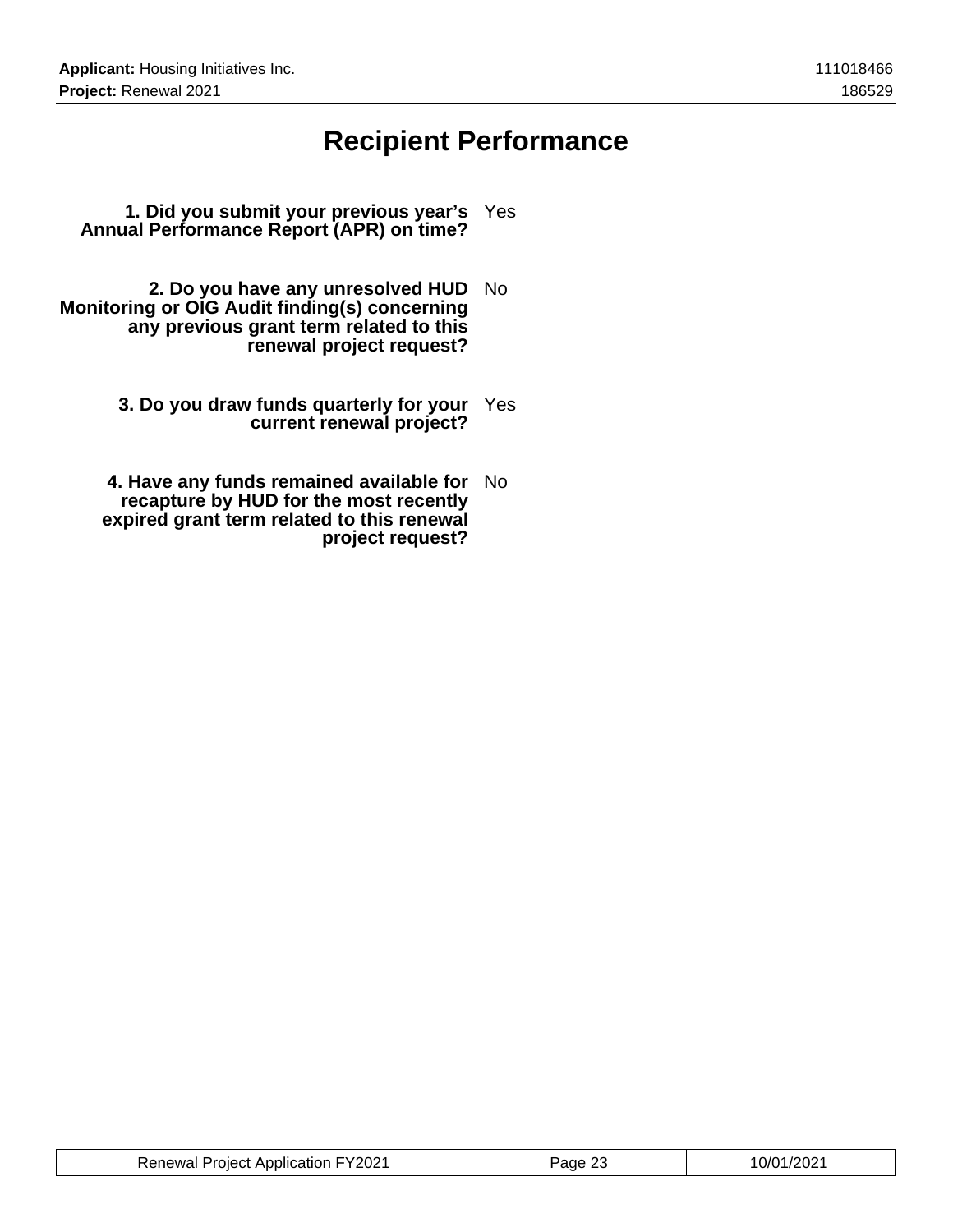# Recipient Performance

| | |
|---|---|
| **1. Did you submit your previous year's Annual Performance Report (APR) on time?** | Yes |
| **2. Do you have any unresolved HUD Monitoring or OIG Audit finding(s) concerning any previous grant term related to this renewal project request?** | No |
| **3. Do you draw funds quarterly for your current renewal project?** | Yes |
| **4. Have any funds remained available for recapture by HUD for the most recently expired grant term related to this renewal project request?** | No |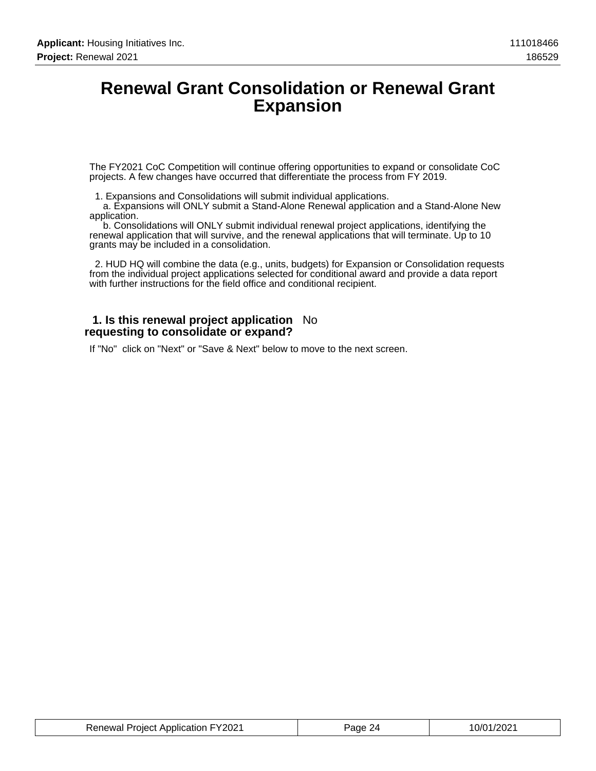# Renewal Grant Consolidation or Renewal Grant Expansion

The FY2021 CoC Competition will continue offering opportunities to expand or consolidate CoC projects. A few changes have occurred that differentiate the process from FY 2019.

1. Expansions and Consolidations will submit individual applications.
   a. Expansions will ONLY submit a Stand-Alone Renewal application and a Stand-Alone New application.
   b. Consolidations will ONLY submit individual renewal project applications, identifying the renewal application that will survive, and the renewal applications that will terminate. Up to 10 grants may be included in a consolidation.

2. HUD HQ will combine the data (e.g., units, budgets) for Expansion or Consolidation requests from the individual project applications selected for conditional award and provide a data report with further instructions for the field office and conditional recipient.

**1. Is this renewal project application requesting to consolidate or expand?** No

If "No" click on "Next" or "Save & Next" below to move to the next screen.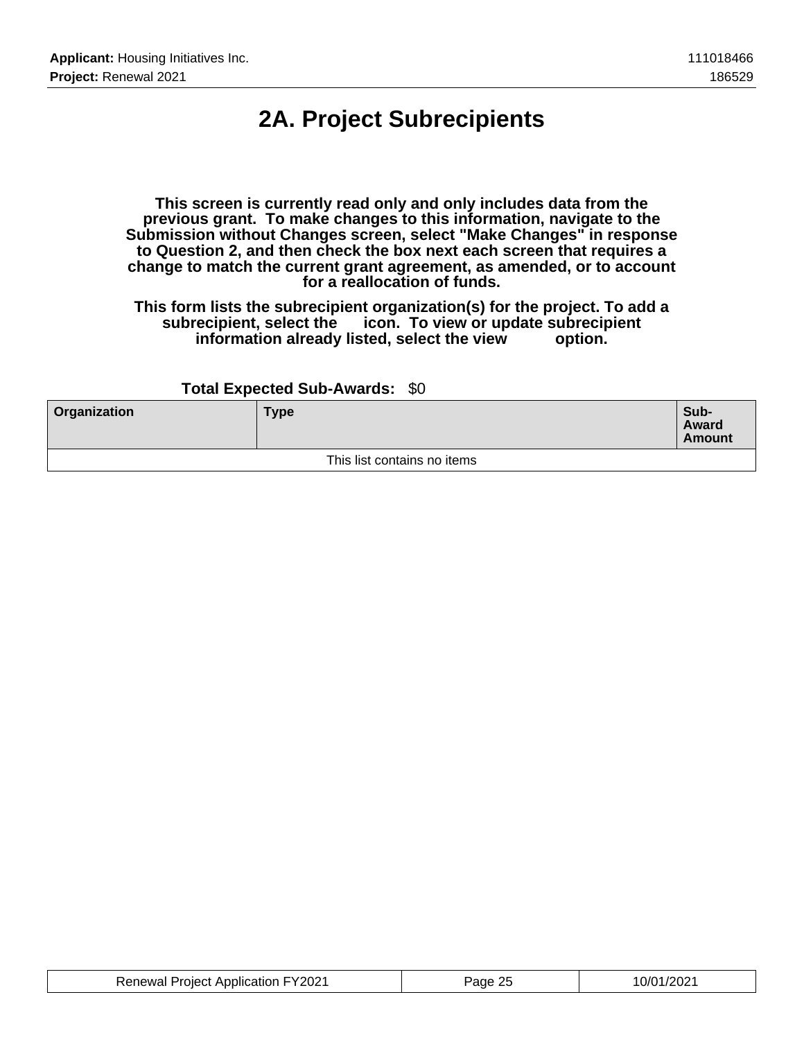# 2A. Project Subrecipients

**This screen is currently read only and only includes data from the previous grant. To make changes to this information, navigate to the Submission without Changes screen, select "Make Changes" in response to Question 2, and then check the box next each screen that requires a change to match the current grant agreement, as amended, or to account for a reallocation of funds.**

**This form lists the subrecipient organization(s) for the project. To add a subrecipient, select the icon. To view or update subrecipient information already listed, select the view option.**

**Total Expected Sub-Awards:** $0

| Organization | Type | Sub-Award Amount |
|---|---|---|
| This list contains no items | | |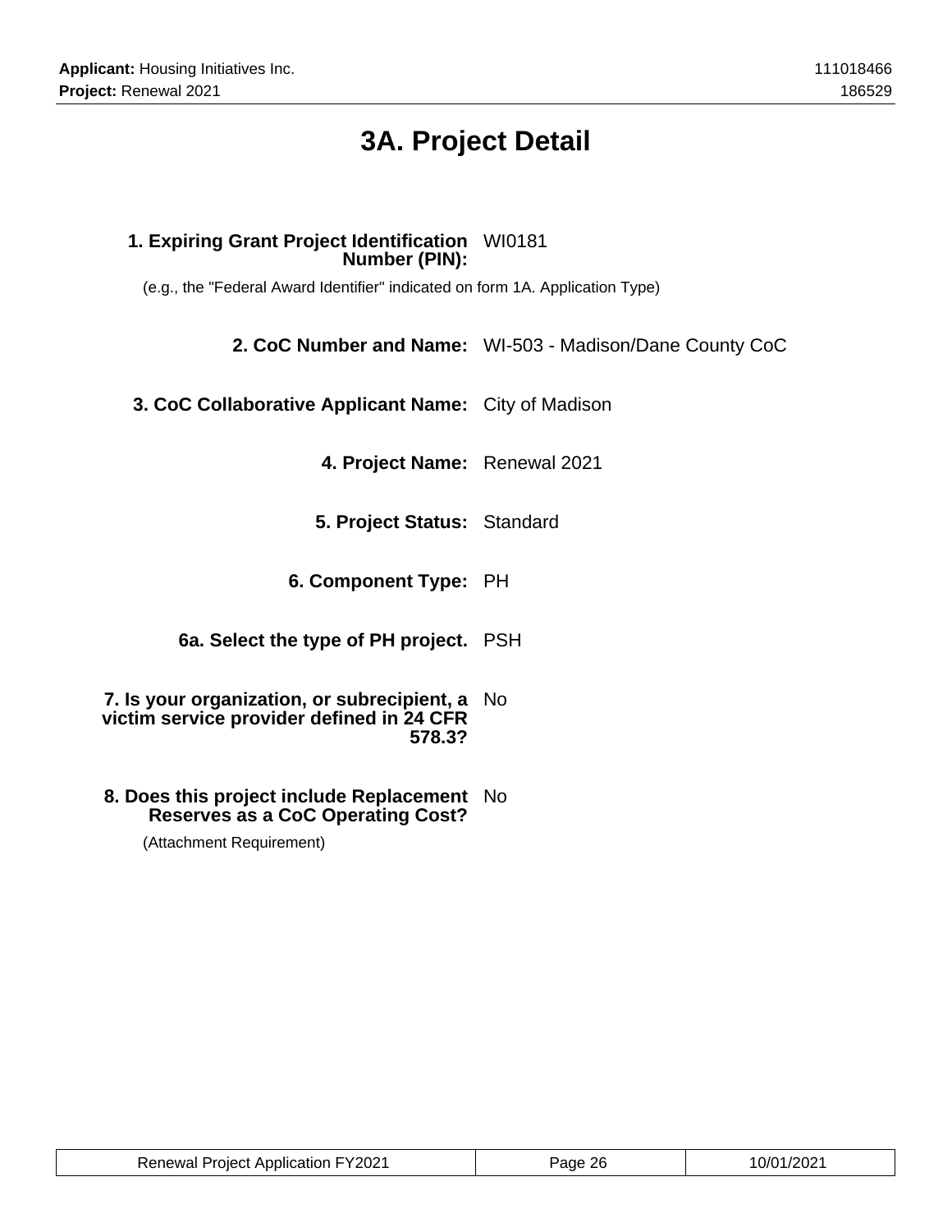# 3A. Project Detail

**1. Expiring Grant Project Identification Number (PIN):** WI0181

(e.g., the "Federal Award Identifier" indicated on form 1A. Application Type)

**2. CoC Number and Name:** WI-503 - Madison/Dane County CoC

**3. CoC Collaborative Applicant Name:** City of Madison

**4. Project Name:** Renewal 2021

**5. Project Status:** Standard

**6. Component Type:** PH

**6a. Select the type of PH project.** PSH

**7. Is your organization, or subrecipient, a victim service provider defined in 24 CFR 578.3?** No

**8. Does this project include Replacement Reserves as a CoC Operating Cost?** No

(Attachment Requirement)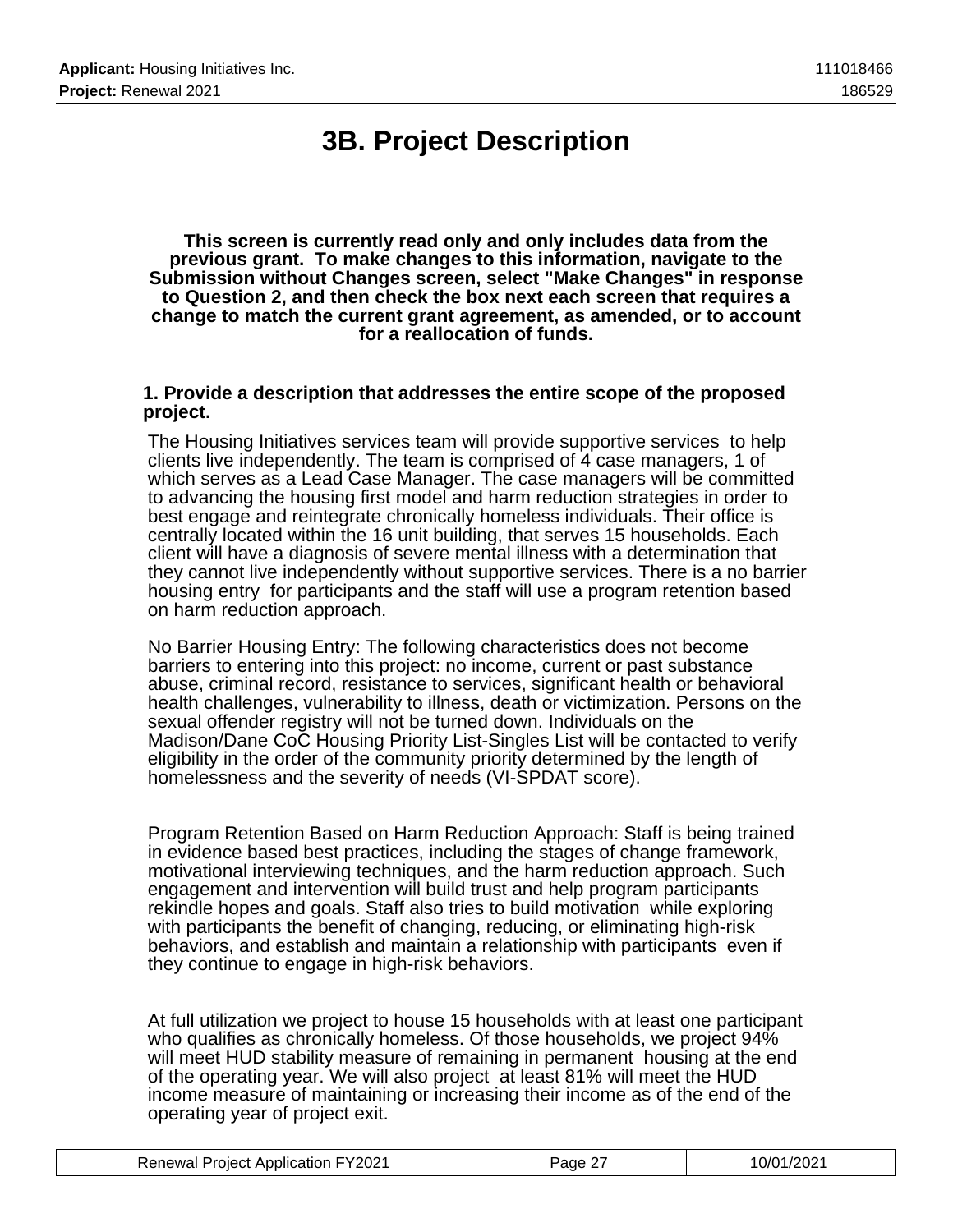# 3B. Project Description

**This screen is currently read only and only includes data from the previous grant. To make changes to this information, navigate to the Submission without Changes screen, select "Make Changes" in response to Question 2, and then check the box next each screen that requires a change to match the current grant agreement, as amended, or to account for a reallocation of funds.**

**1. Provide a description that addresses the entire scope of the proposed project.**

The Housing Initiatives services team will provide supportive services to help clients live independently. The team is comprised of 4 case managers, 1 of which serves as a Lead Case Manager. The case managers will be committed to advancing the housing first model and harm reduction strategies in order to best engage and reintegrate chronically homeless individuals. Their office is centrally located within the 16 unit building, that serves 15 households. Each client will have a diagnosis of severe mental illness with a determination that they cannot live independently without supportive services. There is a no barrier housing entry for participants and the staff will use a program retention based on harm reduction approach.

No Barrier Housing Entry: The following characteristics does not become barriers to entering into this project: no income, current or past substance abuse, criminal record, resistance to services, significant health or behavioral health challenges, vulnerability to illness, death or victimization. Persons on the sexual offender registry will not be turned down. Individuals on the Madison/Dane CoC Housing Priority List-Singles List will be contacted to verify eligibility in the order of the community priority determined by the length of homelessness and the severity of needs (VI-SPDAT score).

Program Retention Based on Harm Reduction Approach: Staff is being trained in evidence based best practices, including the stages of change framework, motivational interviewing techniques, and the harm reduction approach. Such engagement and intervention will build trust and help program participants rekindle hopes and goals. Staff also tries to build motivation while exploring with participants the benefit of changing, reducing, or eliminating high-risk behaviors, and establish and maintain a relationship with participants even if they continue to engage in high-risk behaviors.

At full utilization we project to house 15 households with at least one participant who qualifies as chronically homeless. Of those households, we project 94% will meet HUD stability measure of remaining in permanent housing at the end of the operating year. We will also project at least 81% will meet the HUD income measure of maintaining or increasing their income as of the end of the operating year of project exit.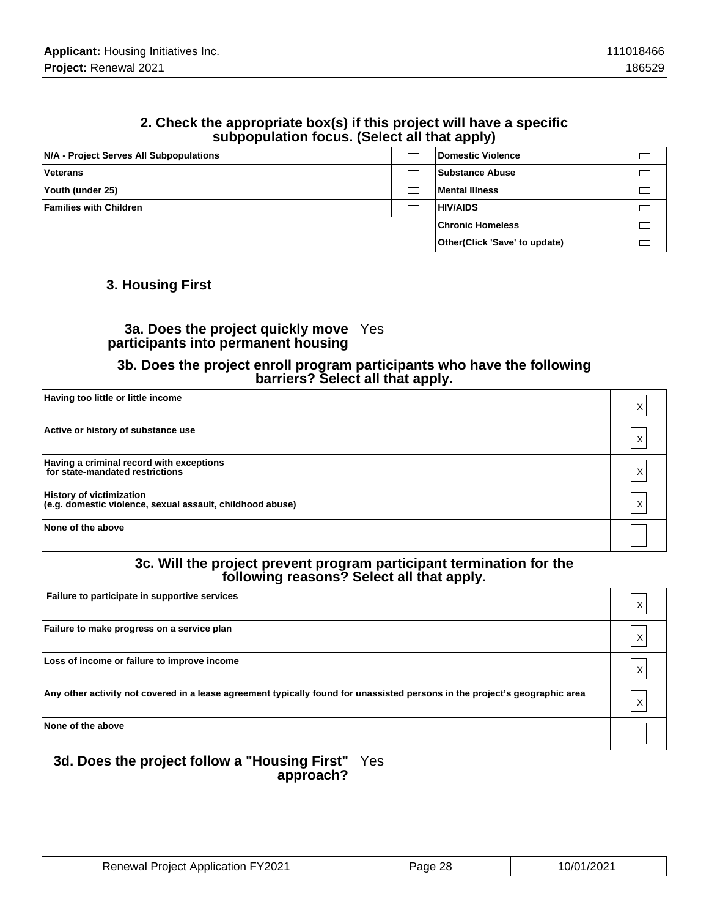## 2. Check the appropriate box(s) if this project will have a specific subpopulation focus. (Select all that apply)

| | | | |
|---|---|---|---|
| N/A - Project Serves All Subpopulations | ☐ | Domestic Violence | ☐ |
| Veterans | ☐ | Substance Abuse | ☐ |
| Youth (under 25) | ☐ | Mental Illness | ☐ |
| Families with Children | ☐ | HIV/AIDS | ☐ |
| | | Chronic Homeless | ☐ |
| | | Other(Click 'Save' to update) | ☐ |

## 3. Housing First

**3a. Does the project quickly move participants into permanent housing** Yes

### 3b. Does the project enroll program participants who have the following barriers? Select all that apply.

| | |
|---|---|
| Having too little or little income | X |
| Active or history of substance use | X |
| Having a criminal record with exceptions for state-mandated restrictions | X |
| History of victimization (e.g. domestic violence, sexual assault, childhood abuse) | X |
| None of the above | |

### 3c. Will the project prevent program participant termination for the following reasons? Select all that apply.

| | |
|---|---|
| Failure to participate in supportive services | X |
| Failure to make progress on a service plan | X |
| Loss of income or failure to improve income | X |
| Any other activity not covered in a lease agreement typically found for unassisted persons in the project's geographic area | X |
| None of the above | |

**3d. Does the project follow a "Housing First" approach?** Yes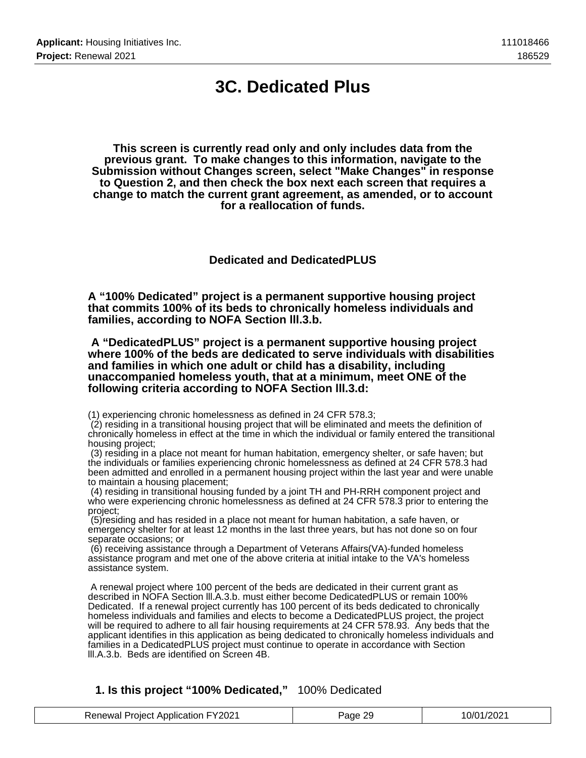# 3C. Dedicated Plus

**This screen is currently read only and only includes data from the previous grant. To make changes to this information, navigate to the Submission without Changes screen, select "Make Changes" in response to Question 2, and then check the box next each screen that requires a change to match the current grant agreement, as amended, or to account for a reallocation of funds.**

### Dedicated and DedicatedPLUS

**A "100% Dedicated" project is a permanent supportive housing project that commits 100% of its beds to chronically homeless individuals and families, according to NOFA Section lll.3.b.**

**A "DedicatedPLUS" project is a permanent supportive housing project where 100% of the beds are dedicated to serve individuals with disabilities and families in which one adult or child has a disability, including unaccompanied homeless youth, that at a minimum, meet ONE of the following criteria according to NOFA Section lll.3.d:**

(1) experiencing chronic homelessness as defined in 24 CFR 578.3;
(2) residing in a transitional housing project that will be eliminated and meets the definition of chronically homeless in effect at the time in which the individual or family entered the transitional housing project;
(3) residing in a place not meant for human habitation, emergency shelter, or safe haven; but the individuals or families experiencing chronic homelessness as defined at 24 CFR 578.3 had been admitted and enrolled in a permanent housing project within the last year and were unable to maintain a housing placement;
(4) residing in transitional housing funded by a joint TH and PH-RRH component project and who were experiencing chronic homelessness as defined at 24 CFR 578.3 prior to entering the project;
(5)residing and has resided in a place not meant for human habitation, a safe haven, or emergency shelter for at least 12 months in the last three years, but has not done so on four separate occasions; or
(6) receiving assistance through a Department of Veterans Affairs(VA)-funded homeless assistance program and met one of the above criteria at initial intake to the VA's homeless assistance system.

A renewal project where 100 percent of the beds are dedicated in their current grant as described in NOFA Section lll.A.3.b. must either become DedicatedPLUS or remain 100% Dedicated. If a renewal project currently has 100 percent of its beds dedicated to chronically homeless individuals and families and elects to become a DedicatedPLUS project, the project will be required to adhere to all fair housing requirements at 24 CFR 578.93. Any beds that the applicant identifies in this application as being dedicated to chronically homeless individuals and families in a DedicatedPLUS project must continue to operate in accordance with Section lll.A.3.b. Beds are identified on Screen 4B.

**1. Is this project "100% Dedicated,"** 100% Dedicated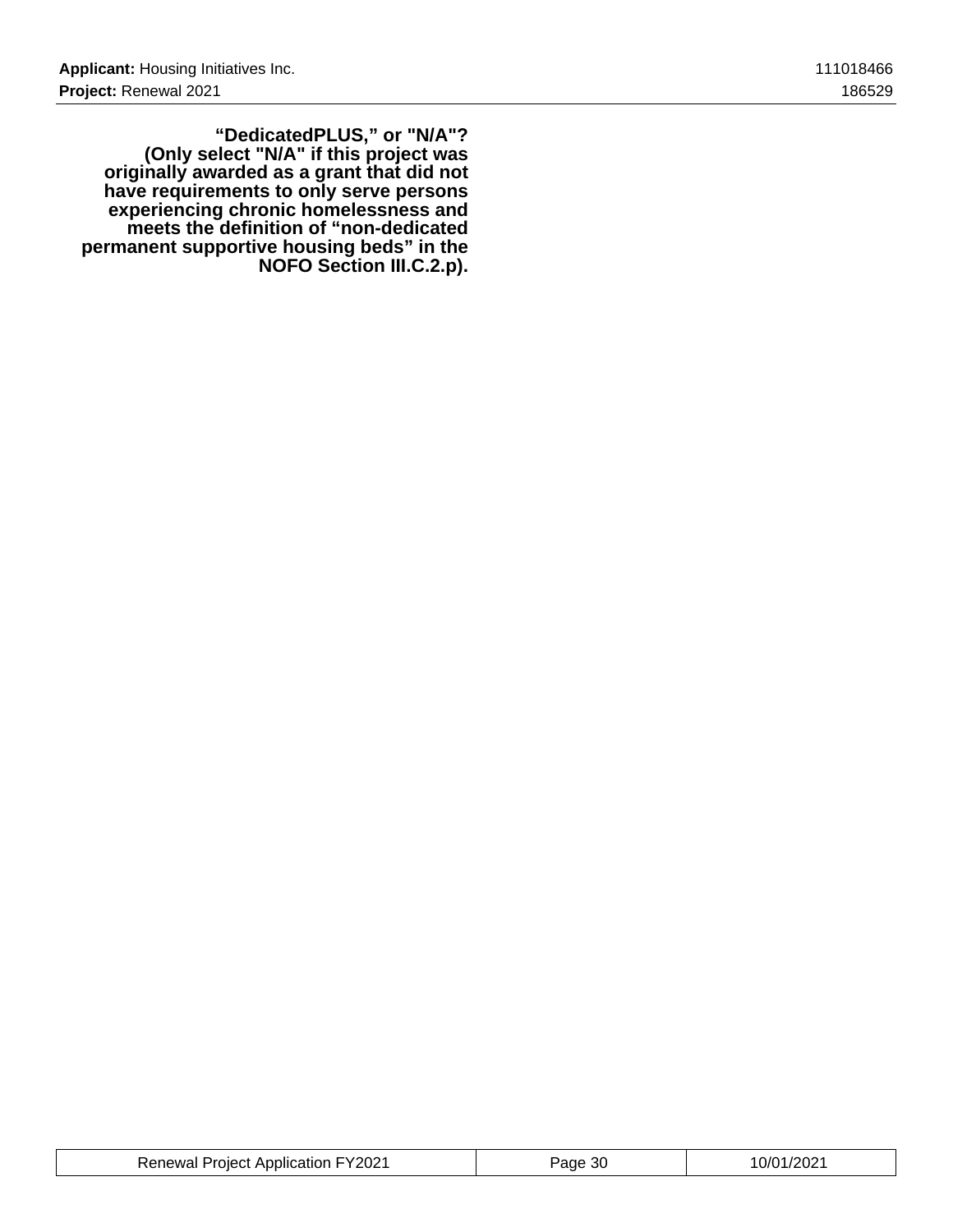**“DedicatedPLUS,” or "N/A"? (Only select "N/A" if this project was originally awarded as a grant that did not have requirements to only serve persons experiencing chronic homelessness and meets the definition of “non-dedicated permanent supportive housing beds” in the NOFO Section III.C.2.p).**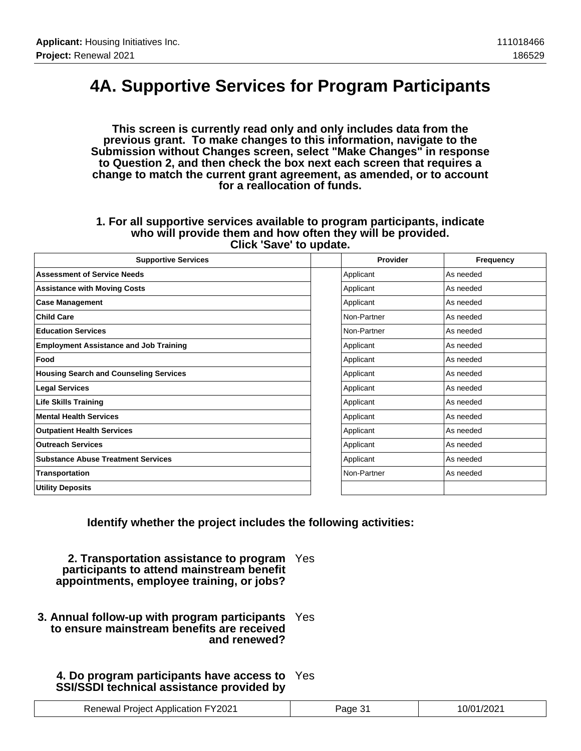# 4A. Supportive Services for Program Participants

**This screen is currently read only and only includes data from the previous grant. To make changes to this information, navigate to the Submission without Changes screen, select "Make Changes" in response to Question 2, and then check the box next each screen that requires a change to match the current grant agreement, as amended, or to account for a reallocation of funds.**

**1. For all supportive services available to program participants, indicate who will provide them and how often they will be provided. Click 'Save' to update.**

| Supportive Services | | Provider | Frequency |
|---|---|---|---|
| **Assessment of Service Needs** | | Applicant | As needed |
| **Assistance with Moving Costs** | | Applicant | As needed |
| **Case Management** | | Applicant | As needed |
| **Child Care** | | Non-Partner | As needed |
| **Education Services** | | Non-Partner | As needed |
| **Employment Assistance and Job Training** | | Applicant | As needed |
| **Food** | | Applicant | As needed |
| **Housing Search and Counseling Services** | | Applicant | As needed |
| **Legal Services** | | Applicant | As needed |
| **Life Skills Training** | | Applicant | As needed |
| **Mental Health Services** | | Applicant | As needed |
| **Outpatient Health Services** | | Applicant | As needed |
| **Outreach Services** | | Applicant | As needed |
| **Substance Abuse Treatment Services** | | Applicant | As needed |
| **Transportation** | | Non-Partner | As needed |
| **Utility Deposits** | | | |

**Identify whether the project includes the following activities:**

**2. Transportation assistance to program participants to attend mainstream benefit appointments, employee training, or jobs?** Yes

**3. Annual follow-up with program participants to ensure mainstream benefits are received and renewed?** Yes

**4. Do program participants have access to SSI/SSDI technical assistance provided by** Yes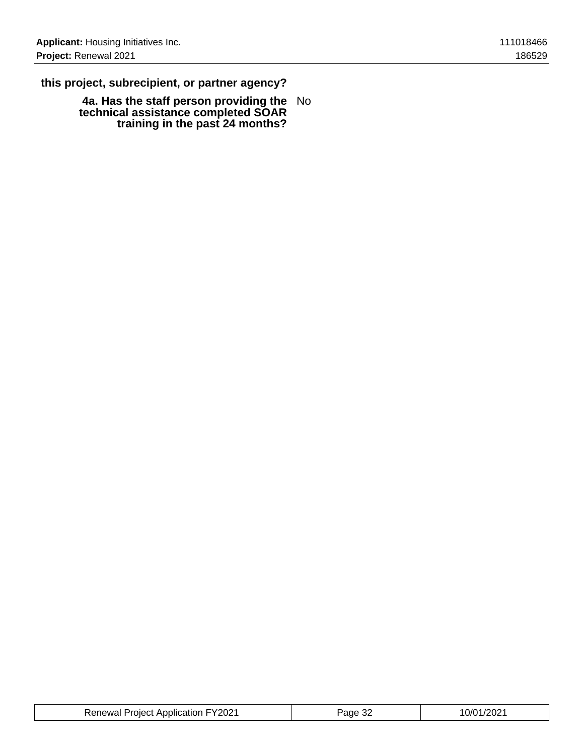**this project, subrecipient, or partner agency?**

| | |
|---|---|
| **4a. Has the staff person providing the technical assistance completed SOAR training in the past 24 months?** | No |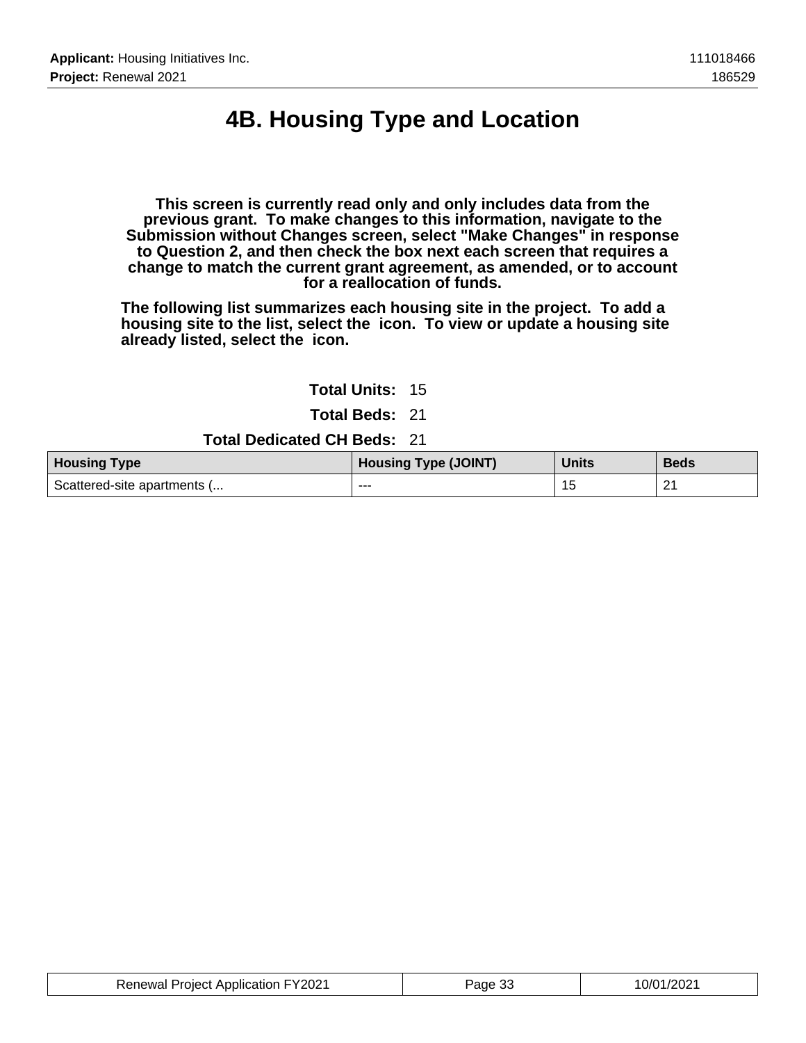# 4B. Housing Type and Location

**This screen is currently read only and only includes data from the previous grant. To make changes to this information, navigate to the Submission without Changes screen, select "Make Changes" in response to Question 2, and then check the box next each screen that requires a change to match the current grant agreement, as amended, or to account for a reallocation of funds.**

**The following list summarizes each housing site in the project. To add a housing site to the list, select the icon. To view or update a housing site already listed, select the icon.**

**Total Units:** 15

**Total Beds:** 21

**Total Dedicated CH Beds:** 21

| Housing Type | Housing Type (JOINT) | Units | Beds |
|---|---|---|---|
| Scattered-site apartments (... | --- | 15 | 21 |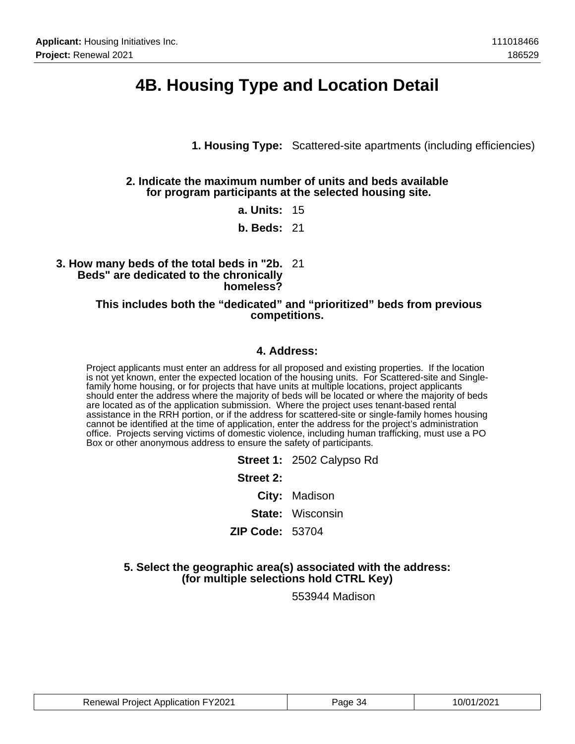# 4B. Housing Type and Location Detail

**1. Housing Type:** Scattered-site apartments (including efficiencies)

**2. Indicate the maximum number of units and beds available for program participants at the selected housing site.**

**a. Units:** 15

**b. Beds:** 21

**3. How many beds of the total beds in "2b. Beds" are dedicated to the chronically homeless?** 21

**This includes both the "dedicated" and "prioritized" beds from previous competitions.**

**4. Address:**

Project applicants must enter an address for all proposed and existing properties. If the location is not yet known, enter the expected location of the housing units. For Scattered-site and Single-family home housing, or for projects that have units at multiple locations, project applicants should enter the address where the majority of beds will be located or where the majority of beds are located as of the application submission. Where the project uses tenant-based rental assistance in the RRH portion, or if the address for scattered-site or single-family homes housing cannot be identified at the time of application, enter the address for the project's administration office. Projects serving victims of domestic violence, including human trafficking, must use a PO Box or other anonymous address to ensure the safety of participants.

**Street 1:** 2502 Calypso Rd

**Street 2:**

**City:** Madison

**State:** Wisconsin

**ZIP Code:** 53704

**5. Select the geographic area(s) associated with the address: (for multiple selections hold CTRL Key)**

553944 Madison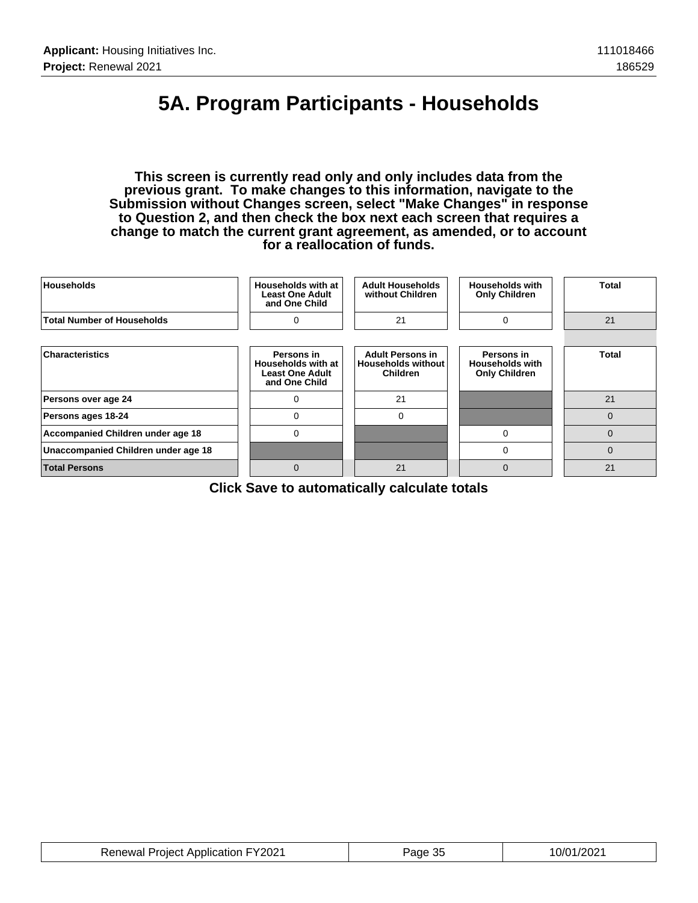# 5A. Program Participants - Households

**This screen is currently read only and only includes data from the previous grant. To make changes to this information, navigate to the Submission without Changes screen, select "Make Changes" in response to Question 2, and then check the box next each screen that requires a change to match the current grant agreement, as amended, or to account for a reallocation of funds.**

| Households | Households with at Least One Adult and One Child | Adult Households without Children | Households with Only Children | Total |
|---|---|---|---|---|
| Total Number of Households | 0 | 21 | 0 | 21 |

| Characteristics | Persons in Households with at Least One Adult and One Child | Adult Persons in Households without Children | Persons in Households with Only Children | Total |
|---|---|---|---|---|
| Persons over age 24 | 0 | 21 | | 21 |
| Persons ages 18-24 | 0 | 0 | | 0 |
| Accompanied Children under age 18 | 0 | | 0 | 0 |
| Unaccompanied Children under age 18 | | | 0 | 0 |
| Total Persons | 0 | 21 | 0 | 21 |

**Click Save to automatically calculate totals**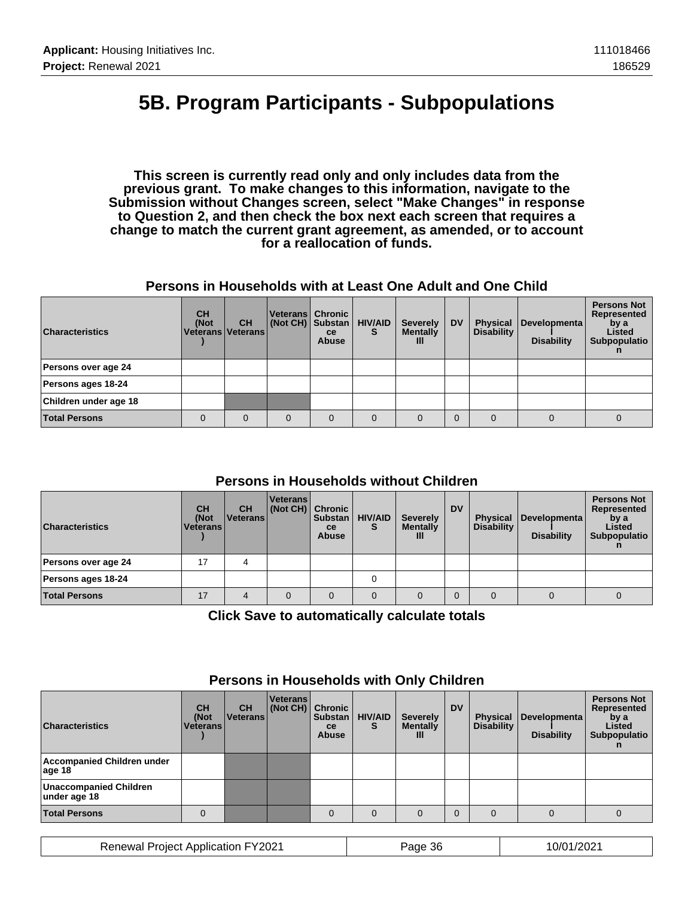# 5B. Program Participants - Subpopulations

**This screen is currently read only and only includes data from the previous grant. To make changes to this information, navigate to the Submission without Changes screen, select "Make Changes" in response to Question 2, and then check the box next each screen that requires a change to match the current grant agreement, as amended, or to account for a reallocation of funds.**

### Persons in Households with at Least One Adult and One Child

| Characteristics | CH (Not Veterans) | CH Veterans | Veterans (Not CH) | Chronic Substance Abuse | HIV/AIDS | Severely Mentally Ill | DV | Physical Disability | Developmental Disability | Persons Not Represented by a Listed Subpopulation |
|---|---|---|---|---|---|---|---|---|---|---|
| Persons over age 24 | | | | | | | | | | |
| Persons ages 18-24 | | | | | | | | | | |
| Children under age 18 | | | | | | | | | | |
| Total Persons | 0 | 0 | 0 | 0 | 0 | 0 | 0 | 0 | 0 | 0 |

### Persons in Households without Children

| Characteristics | CH (Not Veterans) | CH Veterans | Veterans (Not CH) | Chronic Substance Abuse | HIV/AIDS | Severely Mentally Ill | DV | Physical Disability | Developmental Disability | Persons Not Represented by a Listed Subpopulation |
|---|---|---|---|---|---|---|---|---|---|---|
| Persons over age 24 | 17 | 4 | | | | | | | | |
| Persons ages 18-24 | | | | | 0 | | | | | |
| Total Persons | 17 | 4 | 0 | 0 | 0 | 0 | 0 | 0 | 0 | 0 |

**Click Save to automatically calculate totals**

### Persons in Households with Only Children

| Characteristics | CH (Not Veterans) | CH Veterans | Veterans (Not CH) | Chronic Substance Abuse | HIV/AIDS | Severely Mentally Ill | DV | Physical Disability | Developmental Disability | Persons Not Represented by a Listed Subpopulation |
|---|---|---|---|---|---|---|---|---|---|---|
| Accompanied Children under age 18 | | | | | | | | | | |
| Unaccompanied Children under age 18 | | | | | | | | | | |
| Total Persons | 0 | | | 0 | 0 | 0 | 0 | 0 | 0 | 0 |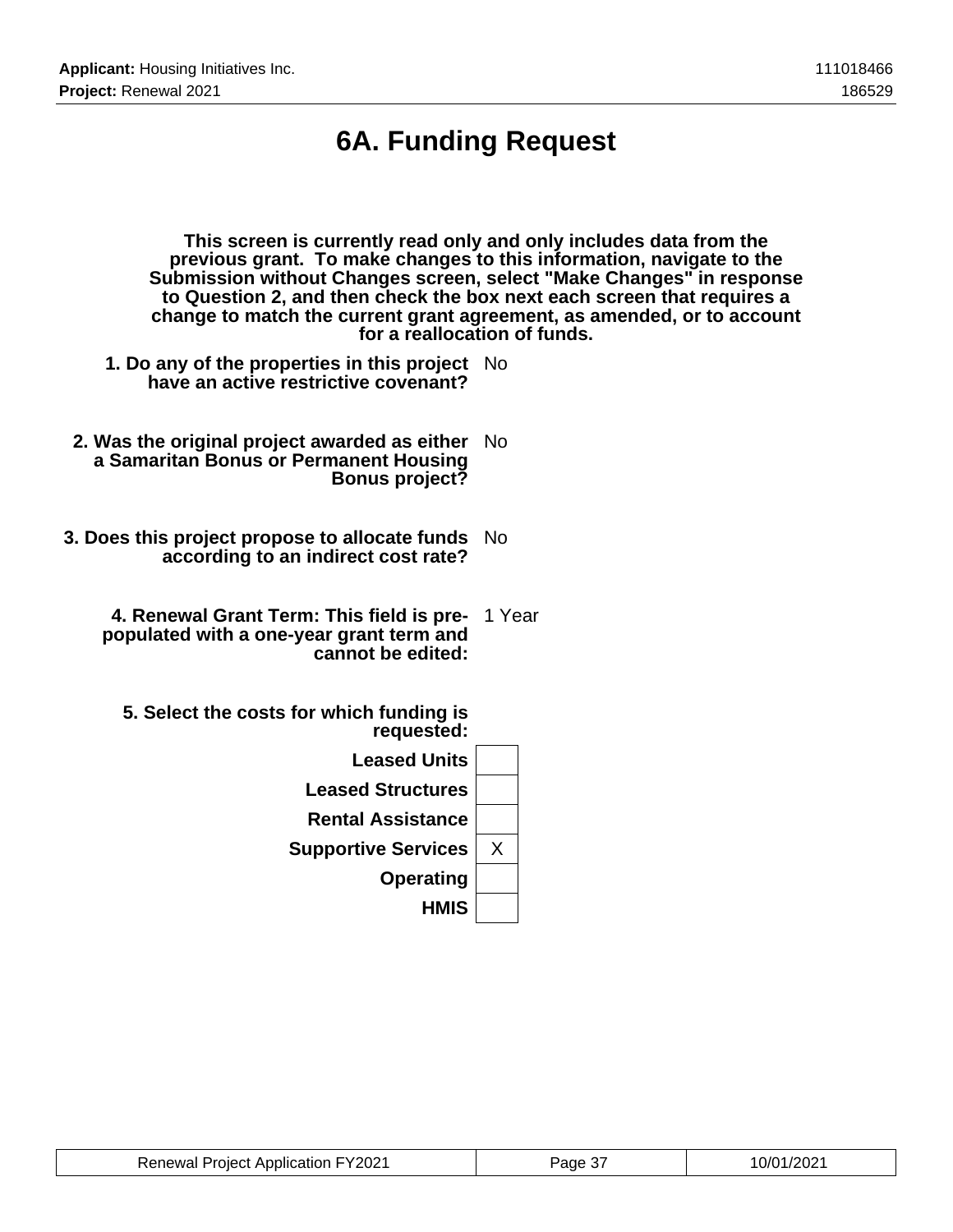# 6A. Funding Request

**This screen is currently read only and only includes data from the previous grant. To make changes to this information, navigate to the Submission without Changes screen, select "Make Changes" in response to Question 2, and then check the box next each screen that requires a change to match the current grant agreement, as amended, or to account for a reallocation of funds.**

**1. Do any of the properties in this project have an active restrictive covenant?** No

**2. Was the original project awarded as either a Samaritan Bonus or Permanent Housing Bonus project?** No

**3. Does this project propose to allocate funds according to an indirect cost rate?** No

**4. Renewal Grant Term: This field is pre-populated with a one-year grant term and cannot be edited:** 1 Year

**5. Select the costs for which funding is requested:**

| Cost | Selected |
|---|---|
| Leased Units | |
| Leased Structures | |
| Rental Assistance | |
| Supportive Services | X |
| Operating | |
| HMIS | |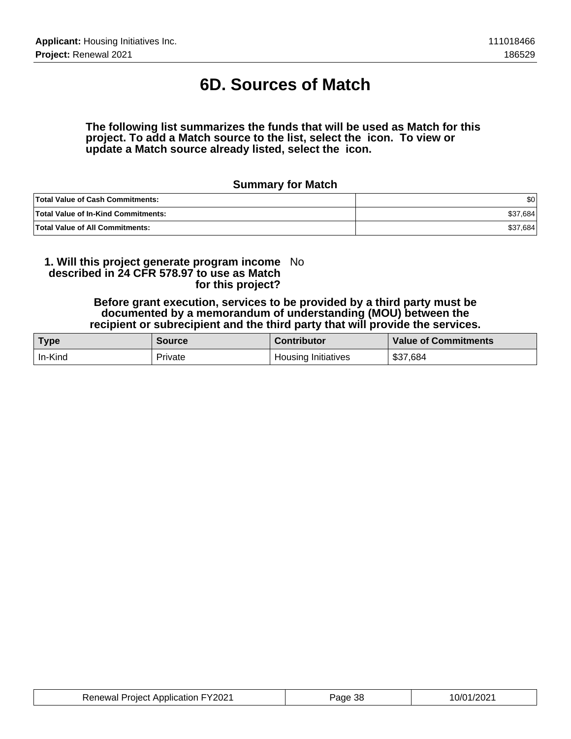# 6D. Sources of Match

**The following list summarizes the funds that will be used as Match for this project. To add a Match source to the list, select the icon. To view or update a Match source already listed, select the icon.**

### Summary for Match

| | |
|---|---|
| **Total Value of Cash Commitments:** | $0 |
| **Total Value of In-Kind Commitments:** | $37,684 |
| **Total Value of All Commitments:** | $37,684 |

**1. Will this project generate program income described in 24 CFR 578.97 to use as Match for this project?** No

**Before grant execution, services to be provided by a third party must be documented by a memorandum of understanding (MOU) between the recipient or subrecipient and the third party that will provide the services.**

| Type | Source | Contributor | Value of Commitments |
|---|---|---|---|
| In-Kind | Private | Housing Initiatives | $37,684 |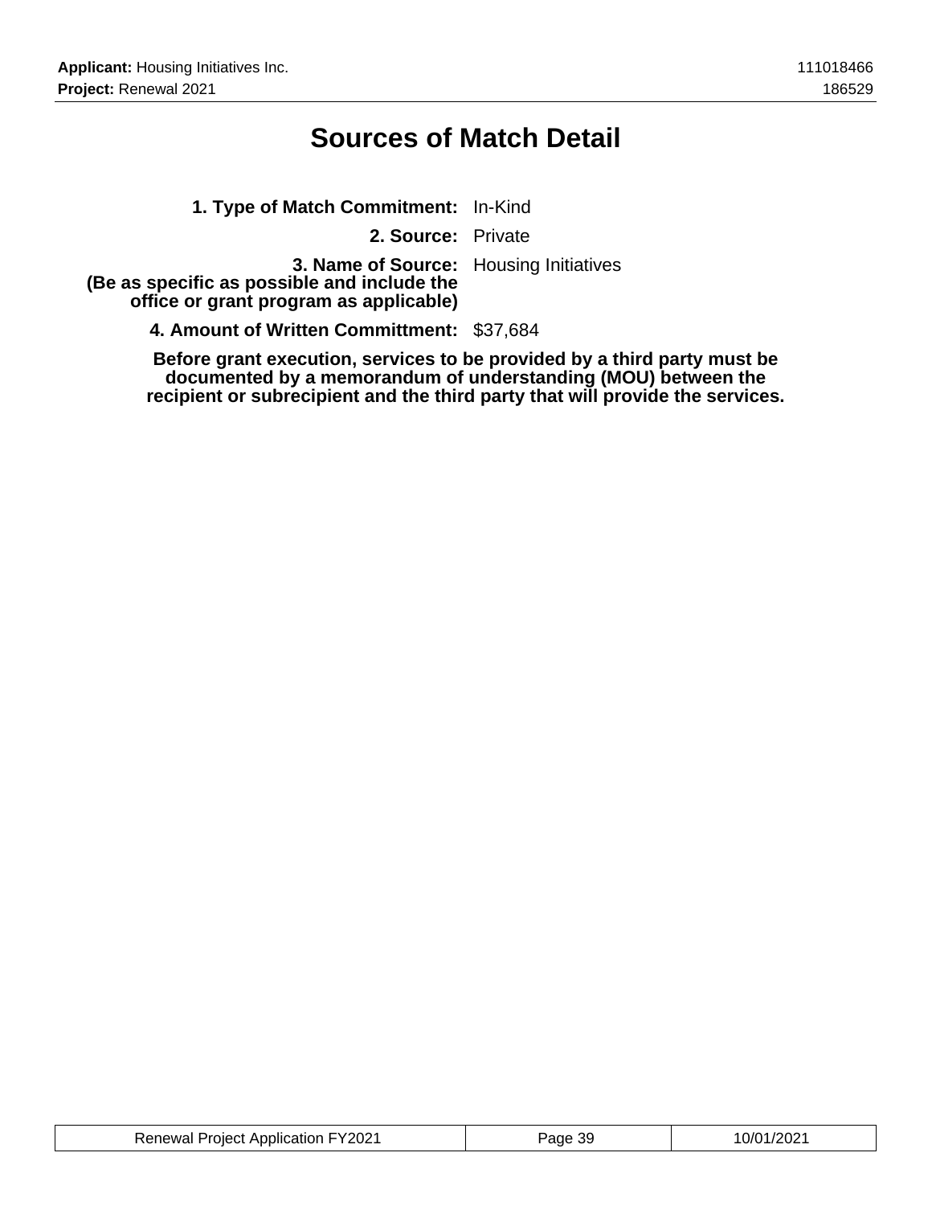# Sources of Match Detail

**1. Type of Match Commitment:** In-Kind

**2. Source:** Private

**3. Name of Source:** Housing Initiatives
**(Be as specific as possible and include the office or grant program as applicable)**

**4. Amount of Written Committment:** $37,684

**Before grant execution, services to be provided by a third party must be documented by a memorandum of understanding (MOU) between the recipient or subrecipient and the third party that will provide the services.**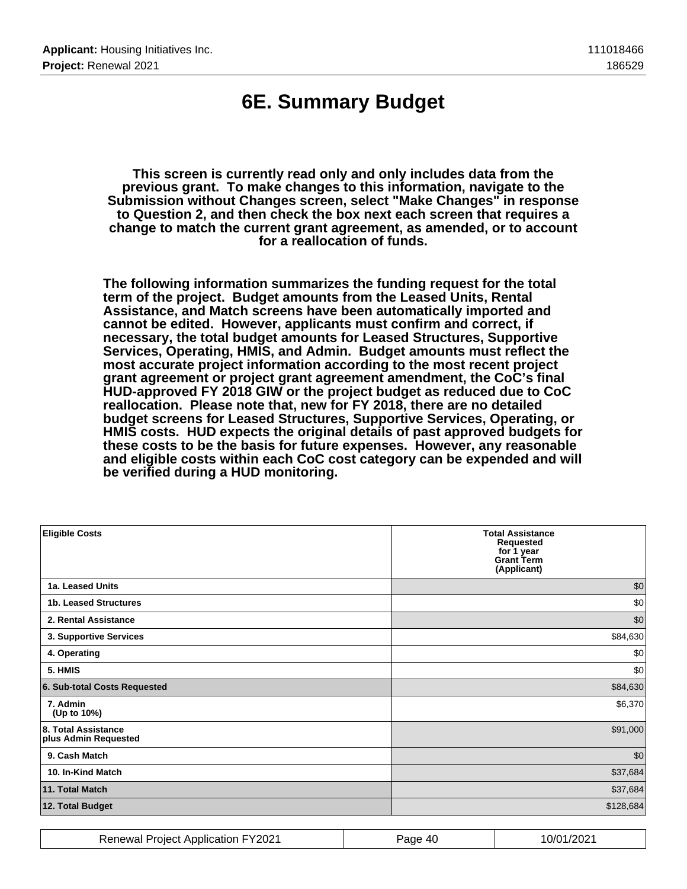# 6E. Summary Budget

**This screen is currently read only and only includes data from the previous grant. To make changes to this information, navigate to the Submission without Changes screen, select "Make Changes" in response to Question 2, and then check the box next each screen that requires a change to match the current grant agreement, as amended, or to account for a reallocation of funds.**

**The following information summarizes the funding request for the total term of the project. Budget amounts from the Leased Units, Rental Assistance, and Match screens have been automatically imported and cannot be edited. However, applicants must confirm and correct, if necessary, the total budget amounts for Leased Structures, Supportive Services, Operating, HMIS, and Admin. Budget amounts must reflect the most accurate project information according to the most recent project grant agreement or project grant agreement amendment, the CoC's final HUD-approved FY 2018 GIW or the project budget as reduced due to CoC reallocation. Please note that, new for FY 2018, there are no detailed budget screens for Leased Structures, Supportive Services, Operating, or HMIS costs. HUD expects the original details of past approved budgets for these costs to be the basis for future expenses. However, any reasonable and eligible costs within each CoC cost category can be expended and will be verified during a HUD monitoring.**

| Eligible Costs | Total Assistance Requested for 1 year Grant Term (Applicant) |
|---|---|
| 1a. Leased Units | $0 |
| 1b. Leased Structures | $0 |
| 2. Rental Assistance | $0 |
| 3. Supportive Services | $84,630 |
| 4. Operating | $0 |
| 5. HMIS | $0 |
| 6. Sub-total Costs Requested | $84,630 |
| 7. Admin (Up to 10%) | $6,370 |
| 8. Total Assistance plus Admin Requested | $91,000 |
| 9. Cash Match | $0 |
| 10. In-Kind Match | $37,684 |
| 11. Total Match | $37,684 |
| 12. Total Budget | $128,684 |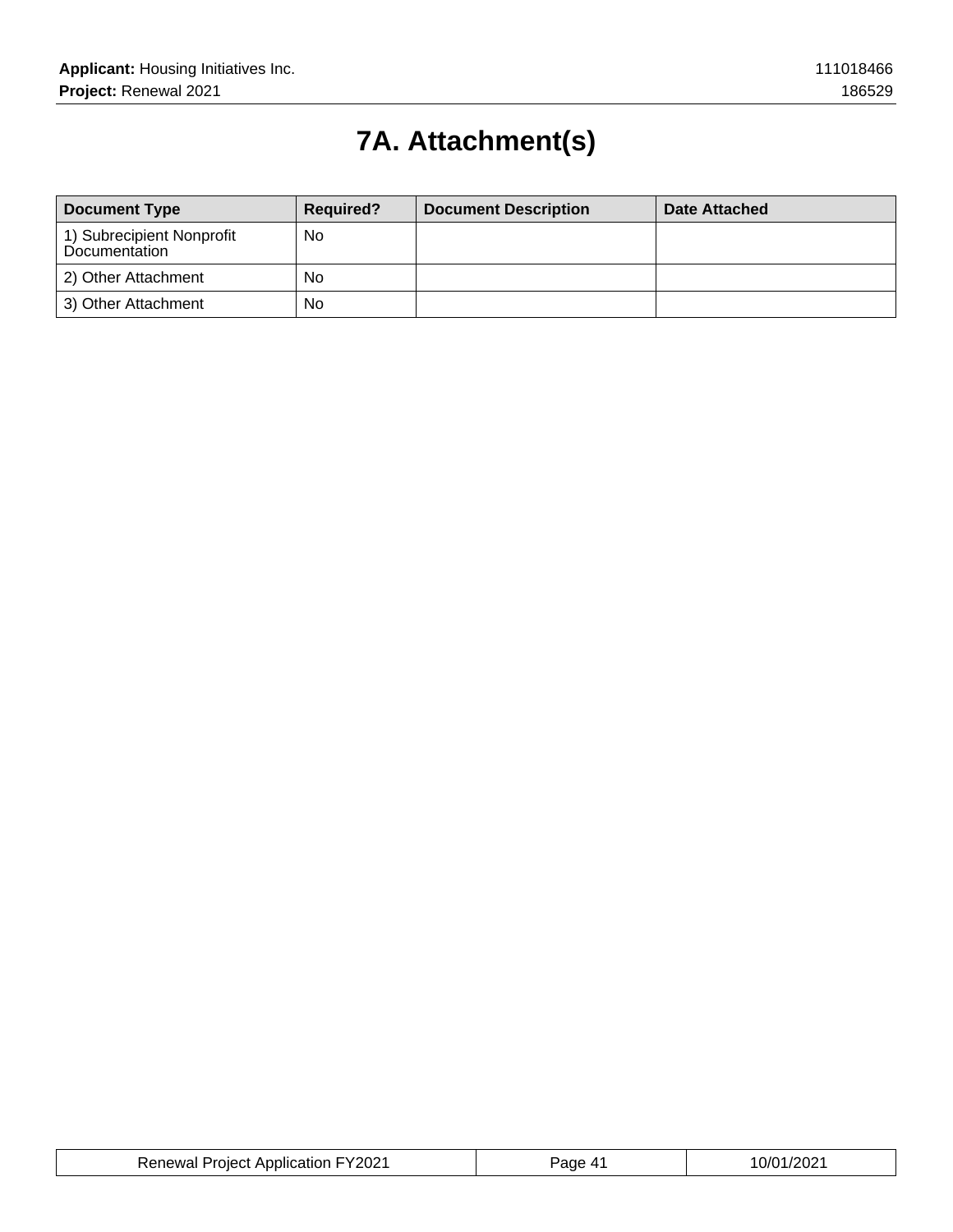# 7A. Attachment(s)

| Document Type | Required? | Document Description | Date Attached |
|---|---|---|---|
| 1) Subrecipient Nonprofit Documentation | No | | |
| 2) Other Attachment | No | | |
| 3) Other Attachment | No | | |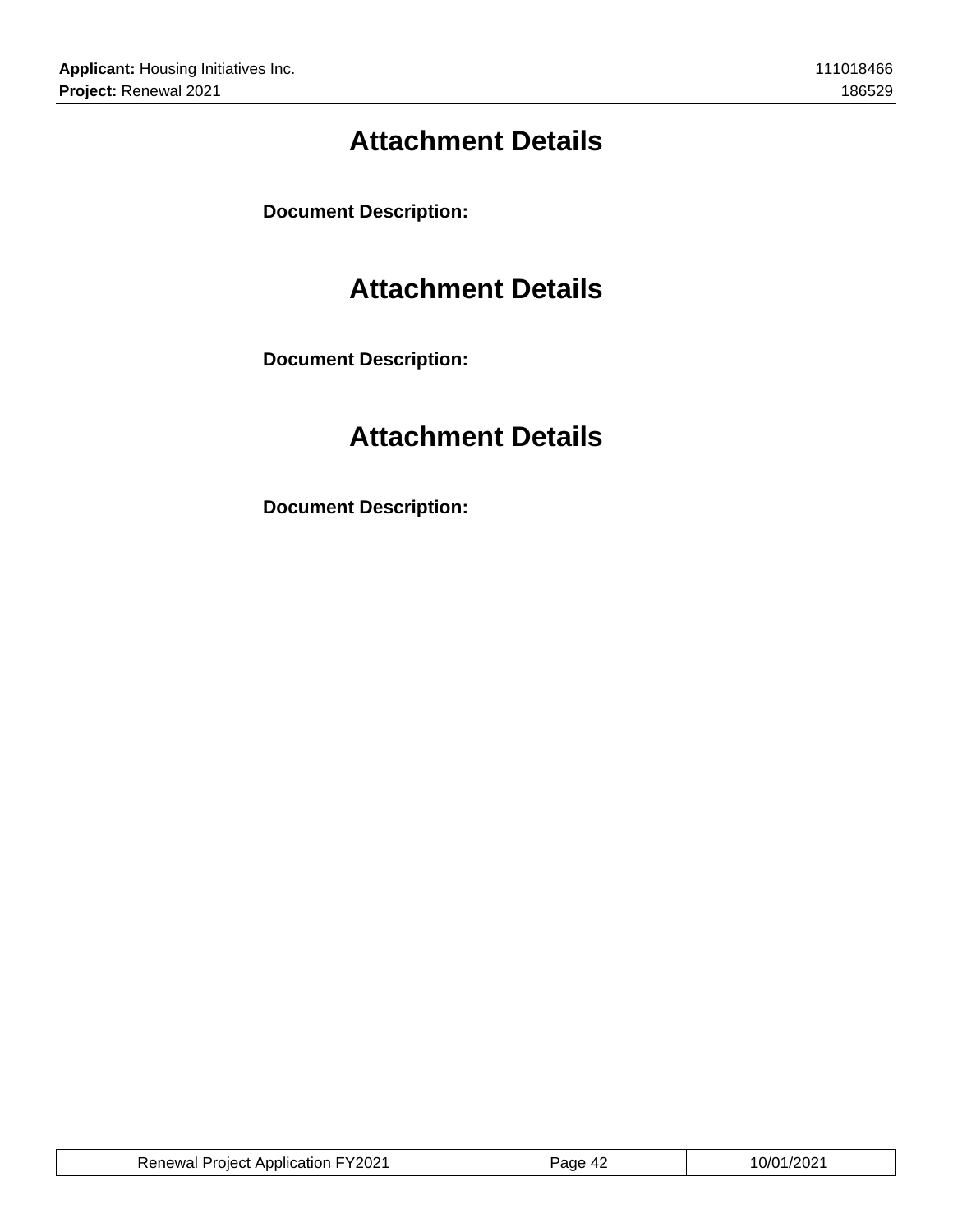# Attachment Details

**Document Description:**

# Attachment Details

**Document Description:**

# Attachment Details

**Document Description:**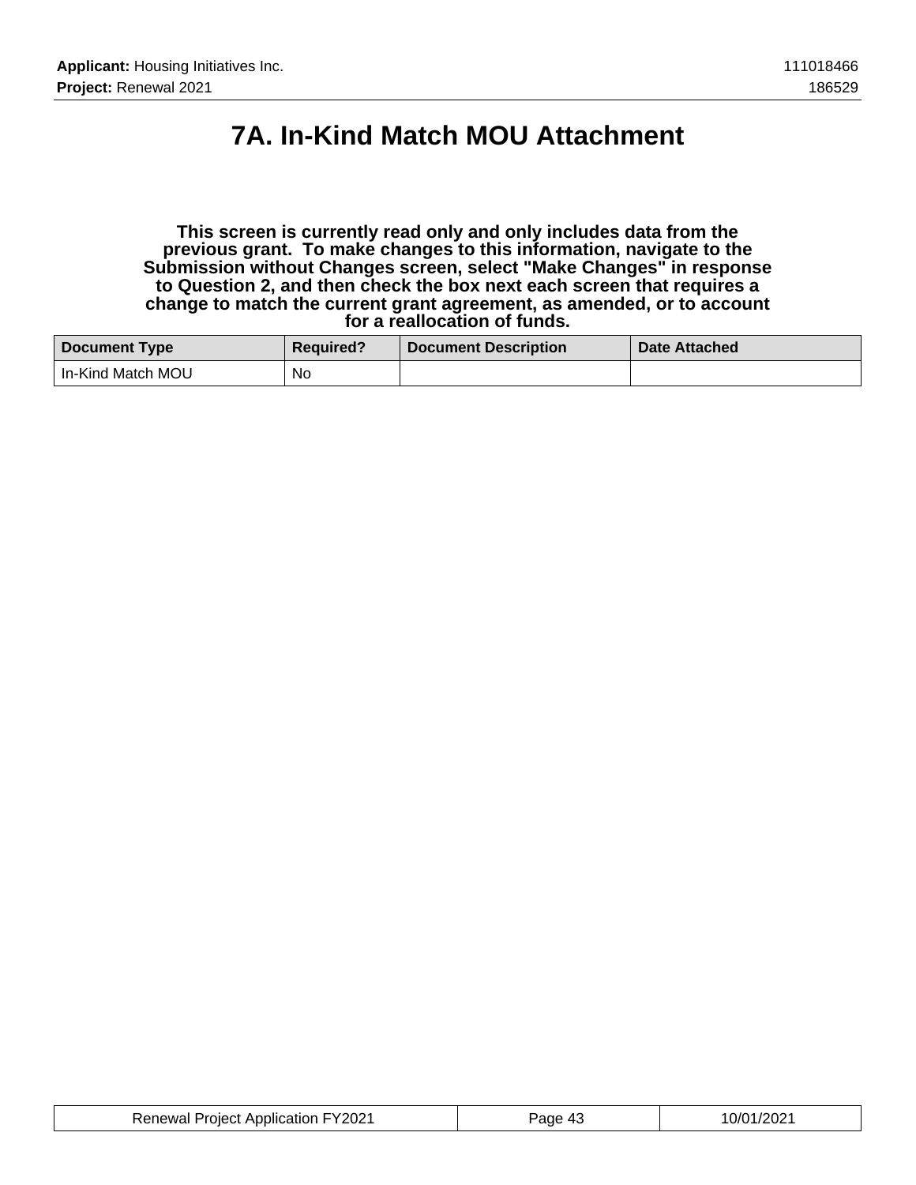# 7A. In-Kind Match MOU Attachment

**This screen is currently read only and only includes data from the previous grant. To make changes to this information, navigate to the Submission without Changes screen, select "Make Changes" in response to Question 2, and then check the box next each screen that requires a change to match the current grant agreement, as amended, or to account for a reallocation of funds.**

| Document Type | Required? | Document Description | Date Attached |
| --- | --- | --- | --- |
| In-Kind Match MOU | No | | |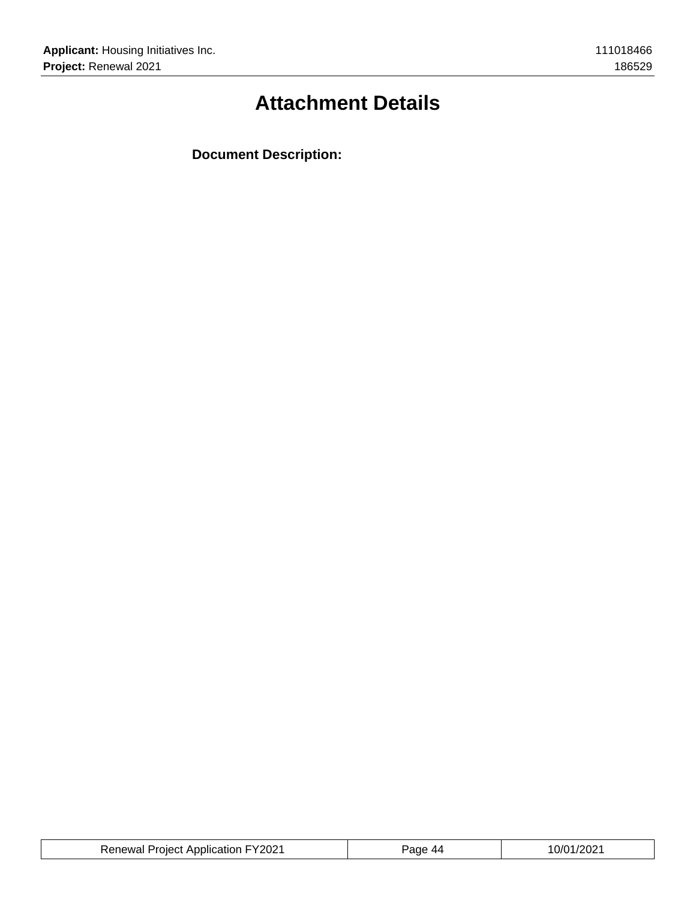# Attachment Details

**Document Description:**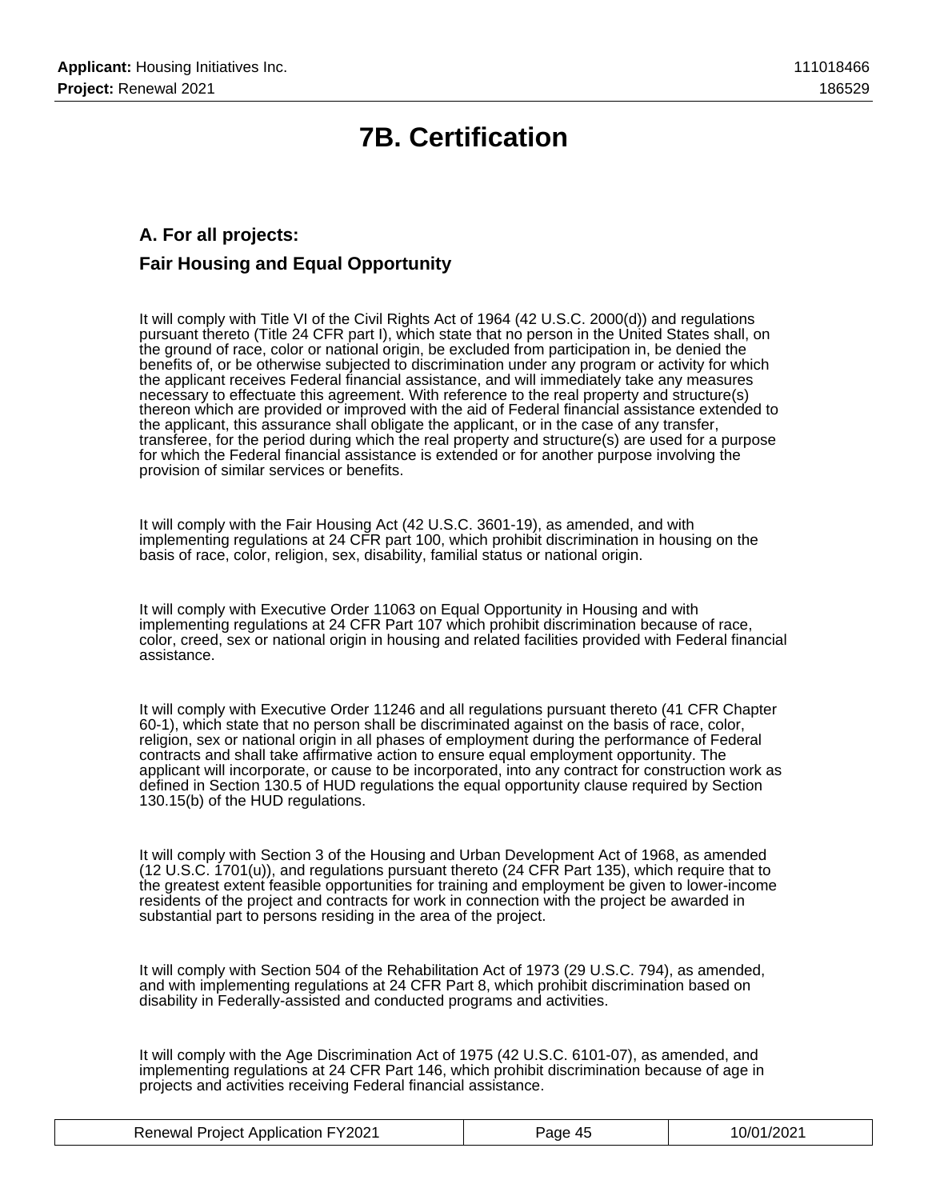# 7B. Certification

## A. For all projects:

## Fair Housing and Equal Opportunity

It will comply with Title VI of the Civil Rights Act of 1964 (42 U.S.C. 2000(d)) and regulations pursuant thereto (Title 24 CFR part I), which state that no person in the United States shall, on the ground of race, color or national origin, be excluded from participation in, be denied the benefits of, or be otherwise subjected to discrimination under any program or activity for which the applicant receives Federal financial assistance, and will immediately take any measures necessary to effectuate this agreement. With reference to the real property and structure(s) thereon which are provided or improved with the aid of Federal financial assistance extended to the applicant, this assurance shall obligate the applicant, or in the case of any transfer, transferee, for the period during which the real property and structure(s) are used for a purpose for which the Federal financial assistance is extended or for another purpose involving the provision of similar services or benefits.

It will comply with the Fair Housing Act (42 U.S.C. 3601-19), as amended, and with implementing regulations at 24 CFR part 100, which prohibit discrimination in housing on the basis of race, color, religion, sex, disability, familial status or national origin.

It will comply with Executive Order 11063 on Equal Opportunity in Housing and with implementing regulations at 24 CFR Part 107 which prohibit discrimination because of race, color, creed, sex or national origin in housing and related facilities provided with Federal financial assistance.

It will comply with Executive Order 11246 and all regulations pursuant thereto (41 CFR Chapter 60-1), which state that no person shall be discriminated against on the basis of race, color, religion, sex or national origin in all phases of employment during the performance of Federal contracts and shall take affirmative action to ensure equal employment opportunity. The applicant will incorporate, or cause to be incorporated, into any contract for construction work as defined in Section 130.5 of HUD regulations the equal opportunity clause required by Section 130.15(b) of the HUD regulations.

It will comply with Section 3 of the Housing and Urban Development Act of 1968, as amended (12 U.S.C. 1701(u)), and regulations pursuant thereto (24 CFR Part 135), which require that to the greatest extent feasible opportunities for training and employment be given to lower-income residents of the project and contracts for work in connection with the project be awarded in substantial part to persons residing in the area of the project.

It will comply with Section 504 of the Rehabilitation Act of 1973 (29 U.S.C. 794), as amended, and with implementing regulations at 24 CFR Part 8, which prohibit discrimination based on disability in Federally-assisted and conducted programs and activities.

It will comply with the Age Discrimination Act of 1975 (42 U.S.C. 6101-07), as amended, and implementing regulations at 24 CFR Part 146, which prohibit discrimination because of age in projects and activities receiving Federal financial assistance.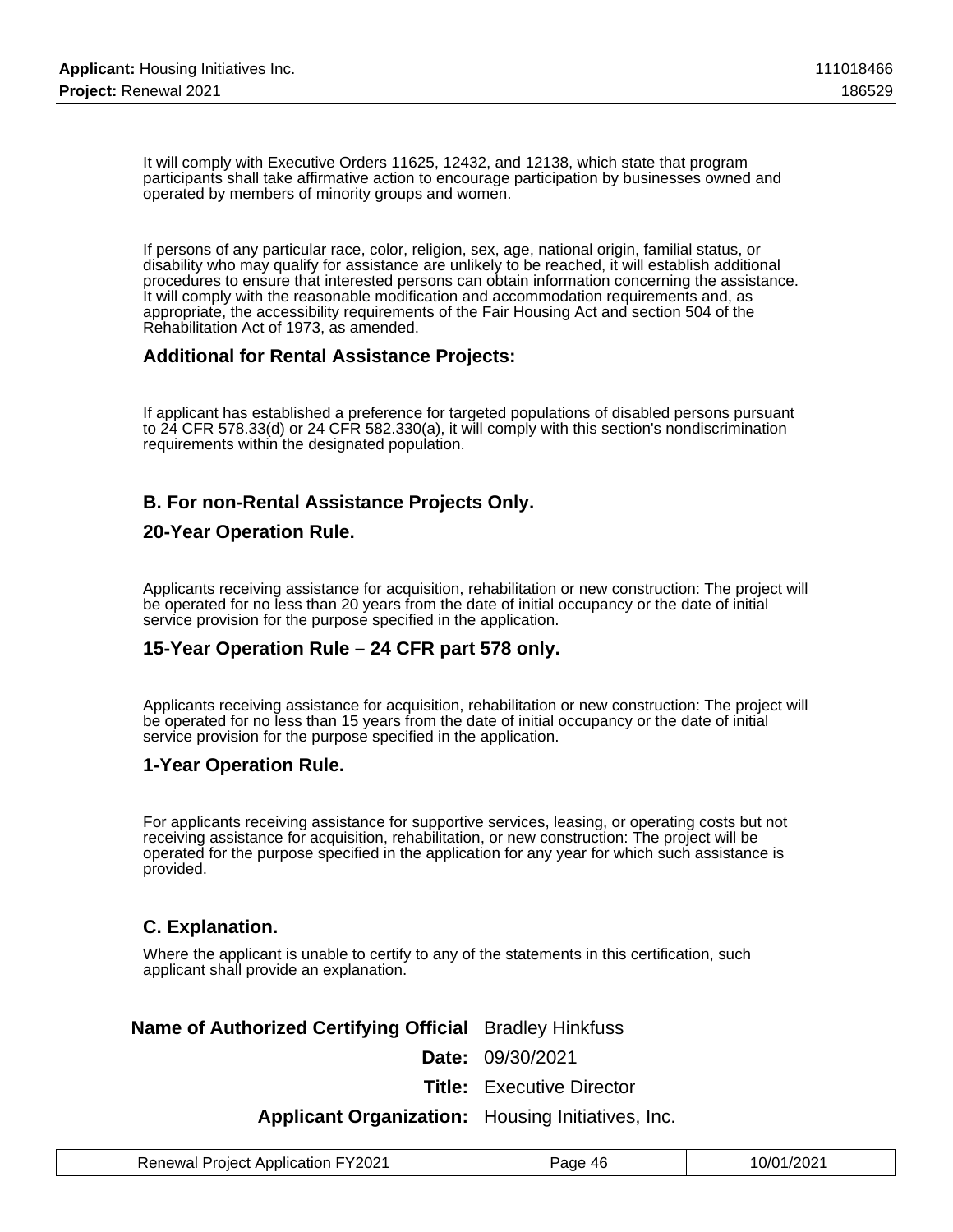It will comply with Executive Orders 11625, 12432, and 12138, which state that program participants shall take affirmative action to encourage participation by businesses owned and operated by members of minority groups and women.

If persons of any particular race, color, religion, sex, age, national origin, familial status, or disability who may qualify for assistance are unlikely to be reached, it will establish additional procedures to ensure that interested persons can obtain information concerning the assistance. It will comply with the reasonable modification and accommodation requirements and, as appropriate, the accessibility requirements of the Fair Housing Act and section 504 of the Rehabilitation Act of 1973, as amended.

### Additional for Rental Assistance Projects:

If applicant has established a preference for targeted populations of disabled persons pursuant to 24 CFR 578.33(d) or 24 CFR 582.330(a), it will comply with this section's nondiscrimination requirements within the designated population.

### B. For non-Rental Assistance Projects Only.

### 20-Year Operation Rule.

Applicants receiving assistance for acquisition, rehabilitation or new construction: The project will be operated for no less than 20 years from the date of initial occupancy or the date of initial service provision for the purpose specified in the application.

### 15-Year Operation Rule – 24 CFR part 578 only.

Applicants receiving assistance for acquisition, rehabilitation or new construction: The project will be operated for no less than 15 years from the date of initial occupancy or the date of initial service provision for the purpose specified in the application.

### 1-Year Operation Rule.

For applicants receiving assistance for supportive services, leasing, or operating costs but not receiving assistance for acquisition, rehabilitation, or new construction: The project will be operated for the purpose specified in the application for any year for which such assistance is provided.

### C. Explanation.

Where the applicant is unable to certify to any of the statements in this certification, such applicant shall provide an explanation.

**Name of Authorized Certifying Official** Bradley Hinkfuss

**Date:** 09/30/2021

**Title:** Executive Director

**Applicant Organization:** Housing Initiatives, Inc.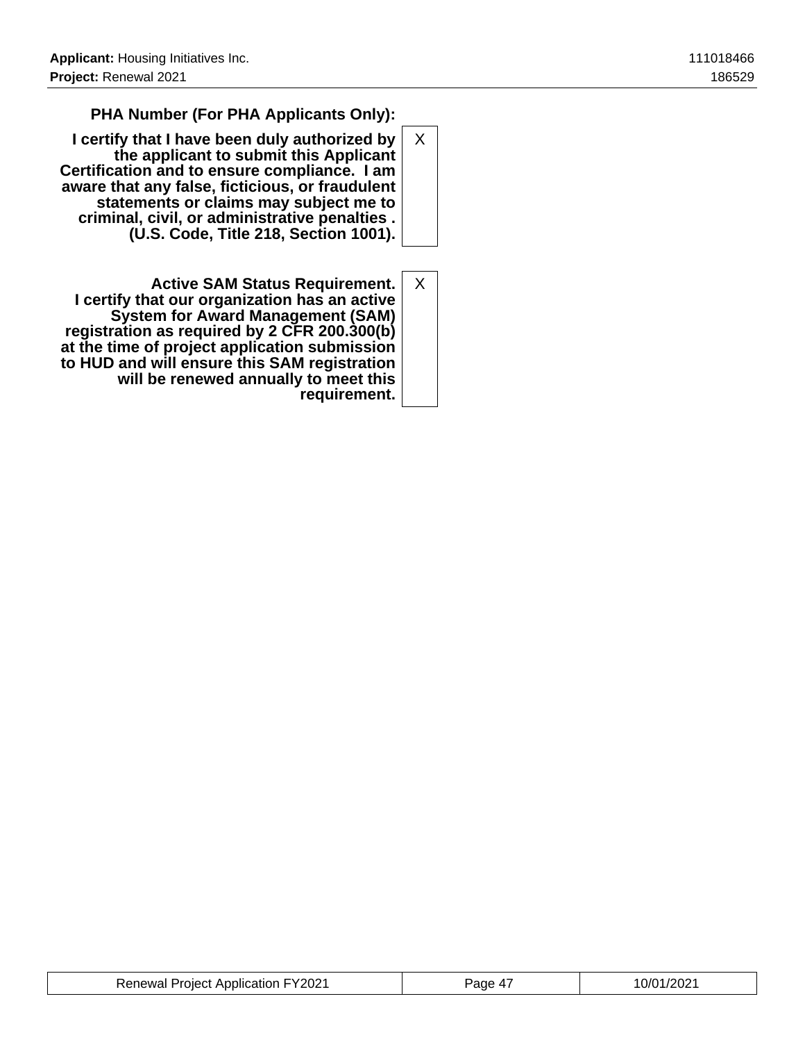| | |
|---|---|
| **PHA Number (For PHA Applicants Only):** | |
| **I certify that I have been duly authorized by the applicant to submit this Applicant Certification and to ensure compliance. I am aware that any false, ficticious, or fraudulent statements or claims may subject me to criminal, civil, or administrative penalties . (U.S. Code, Title 218, Section 1001).** | X |
| **Active SAM Status Requirement. I certify that our organization has an active System for Award Management (SAM) registration as required by 2 CFR 200.300(b) at the time of project application submission to HUD and will ensure this SAM registration will be renewed annually to meet this requirement.** | X |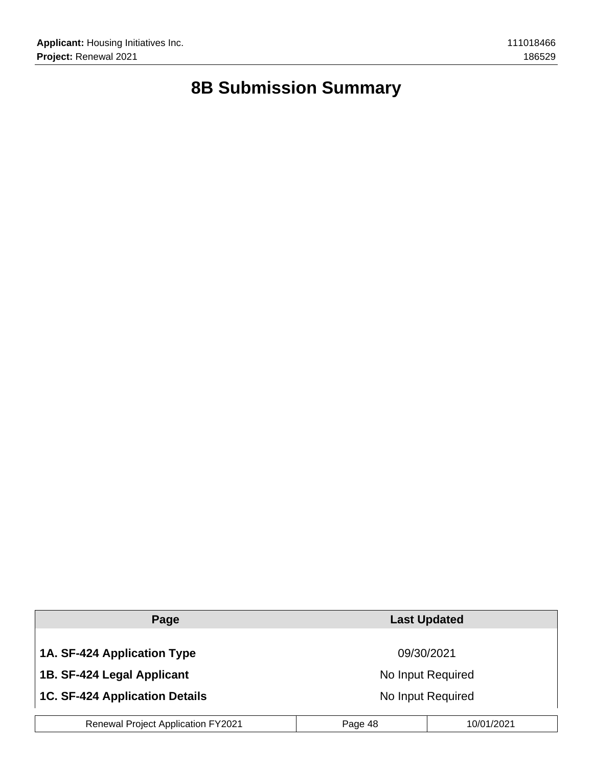# 8B Submission Summary

| Page | Last Updated |
| --- | --- |
| **1A. SF-424 Application Type** | 09/30/2021 |
| **1B. SF-424 Legal Applicant** | No Input Required |
| **1C. SF-424 Application Details** | No Input Required |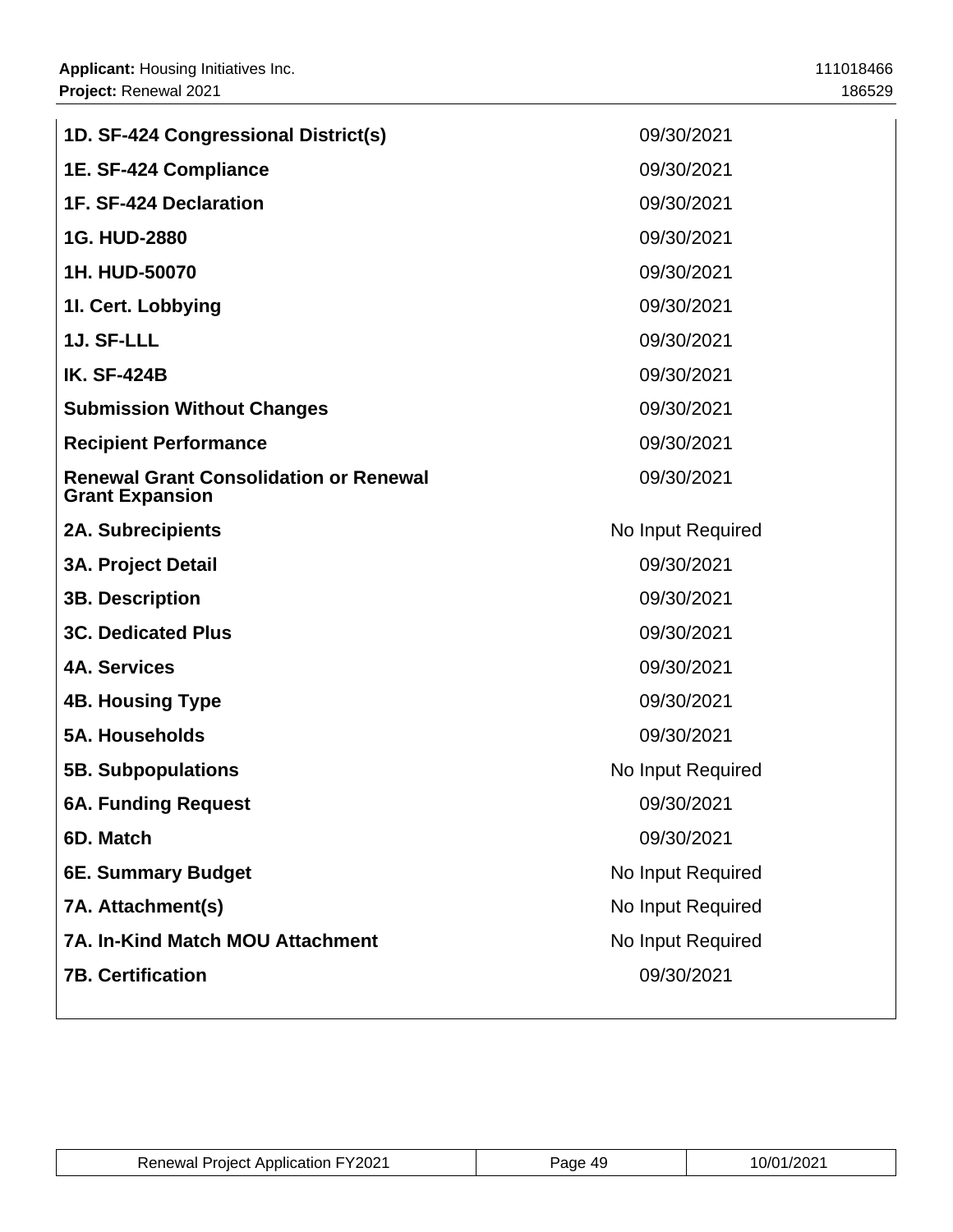| | |
|---|---|
| **1D. SF-424 Congressional District(s)** | 09/30/2021 |
| **1E. SF-424 Compliance** | 09/30/2021 |
| **1F. SF-424 Declaration** | 09/30/2021 |
| **1G. HUD-2880** | 09/30/2021 |
| **1H. HUD-50070** | 09/30/2021 |
| **1I. Cert. Lobbying** | 09/30/2021 |
| **1J. SF-LLL** | 09/30/2021 |
| **IK. SF-424B** | 09/30/2021 |
| **Submission Without Changes** | 09/30/2021 |
| **Recipient Performance** | 09/30/2021 |
| **Renewal Grant Consolidation or Renewal Grant Expansion** | 09/30/2021 |
| **2A. Subrecipients** | No Input Required |
| **3A. Project Detail** | 09/30/2021 |
| **3B. Description** | 09/30/2021 |
| **3C. Dedicated Plus** | 09/30/2021 |
| **4A. Services** | 09/30/2021 |
| **4B. Housing Type** | 09/30/2021 |
| **5A. Households** | 09/30/2021 |
| **5B. Subpopulations** | No Input Required |
| **6A. Funding Request** | 09/30/2021 |
| **6D. Match** | 09/30/2021 |
| **6E. Summary Budget** | No Input Required |
| **7A. Attachment(s)** | No Input Required |
| **7A. In-Kind Match MOU Attachment** | No Input Required |
| **7B. Certification** | 09/30/2021 |